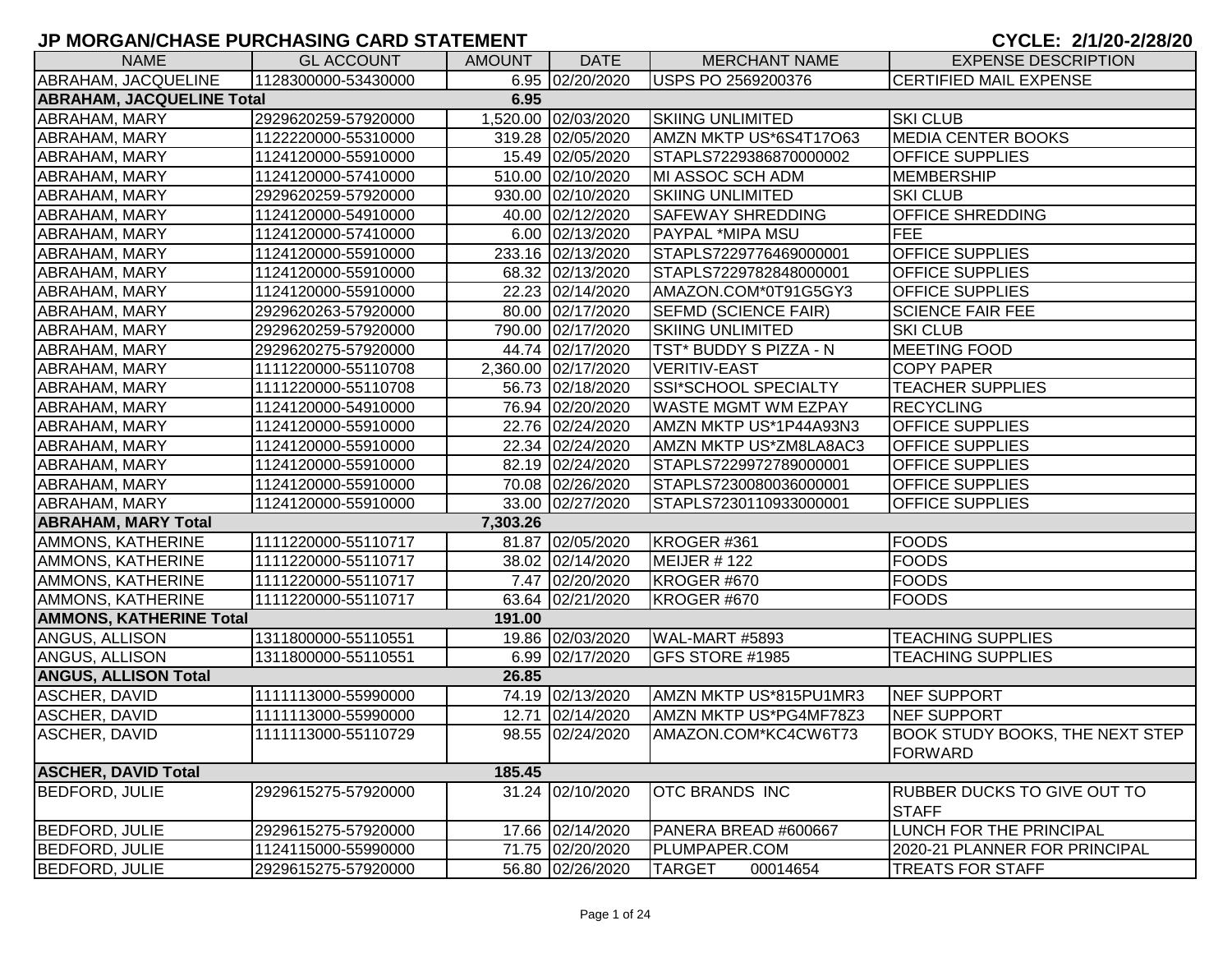# JP MORGAN/CHASE PURCHASING CARD STATEMENT

**CYCLE: 2/1/20-2/28/20**

| NAME | GL ACCOUNT | AMOUNT | DATE | MERCHANT NAME | EXPENSE DESCRIPTION |
|---|---|---|---|---|---|
| ABRAHAM, JACQUELINE | 1128300000-53430000 | 6.95 | 02/20/2020 | USPS PO 2569200376 | CERTIFIED MAIL EXPENSE |
| **ABRAHAM, JACQUELINE Total** | | **6.95** | | | |
| ABRAHAM, MARY | 2929620259-57920000 | 1,520.00 | 02/03/2020 | SKIING UNLIMITED | SKI CLUB |
| ABRAHAM, MARY | 1122220000-55310000 | 319.28 | 02/05/2020 | AMZN MKTP US*6S4T17O63 | MEDIA CENTER BOOKS |
| ABRAHAM, MARY | 1124120000-55910000 | 15.49 | 02/05/2020 | STAPLS7229386870000002 | OFFICE SUPPLIES |
| ABRAHAM, MARY | 1124120000-57410000 | 510.00 | 02/10/2020 | MI ASSOC SCH ADM | MEMBERSHIP |
| ABRAHAM, MARY | 2929620259-57920000 | 930.00 | 02/10/2020 | SKIING UNLIMITED | SKI CLUB |
| ABRAHAM, MARY | 1124120000-54910000 | 40.00 | 02/12/2020 | SAFEWAY SHREDDING | OFFICE SHREDDING |
| ABRAHAM, MARY | 1124120000-57410000 | 6.00 | 02/13/2020 | PAYPAL *MIPA MSU | FEE |
| ABRAHAM, MARY | 1124120000-55910000 | 233.16 | 02/13/2020 | STAPLS7229776469000001 | OFFICE SUPPLIES |
| ABRAHAM, MARY | 1124120000-55910000 | 68.32 | 02/13/2020 | STAPLS7229782848000001 | OFFICE SUPPLIES |
| ABRAHAM, MARY | 1124120000-55910000 | 22.23 | 02/14/2020 | AMAZON.COM*0T91G5GY3 | OFFICE SUPPLIES |
| ABRAHAM, MARY | 2929620263-57920000 | 80.00 | 02/17/2020 | SEFMD (SCIENCE FAIR) | SCIENCE FAIR FEE |
| ABRAHAM, MARY | 2929620259-57920000 | 790.00 | 02/17/2020 | SKIING UNLIMITED | SKI CLUB |
| ABRAHAM, MARY | 2929620275-57920000 | 44.74 | 02/17/2020 | TST* BUDDY S PIZZA - N | MEETING FOOD |
| ABRAHAM, MARY | 1111220000-55110708 | 2,360.00 | 02/17/2020 | VERITIV-EAST | COPY PAPER |
| ABRAHAM, MARY | 1111220000-55110708 | 56.73 | 02/18/2020 | SSI*SCHOOL SPECIALTY | TEACHER SUPPLIES |
| ABRAHAM, MARY | 1124120000-54910000 | 76.94 | 02/20/2020 | WASTE MGMT WM EZPAY | RECYCLING |
| ABRAHAM, MARY | 1124120000-55910000 | 22.76 | 02/24/2020 | AMZN MKTP US*1P44A93N3 | OFFICE SUPPLIES |
| ABRAHAM, MARY | 1124120000-55910000 | 22.34 | 02/24/2020 | AMZN MKTP US*ZM8LA8AC3 | OFFICE SUPPLIES |
| ABRAHAM, MARY | 1124120000-55910000 | 82.19 | 02/24/2020 | STAPLS7229972789000001 | OFFICE SUPPLIES |
| ABRAHAM, MARY | 1124120000-55910000 | 70.08 | 02/26/2020 | STAPLS7230080036000001 | OFFICE SUPPLIES |
| ABRAHAM, MARY | 1124120000-55910000 | 33.00 | 02/27/2020 | STAPLS7230110933000001 | OFFICE SUPPLIES |
| **ABRAHAM, MARY Total** | | **7,303.26** | | | |
| AMMONS, KATHERINE | 1111220000-55110717 | 81.87 | 02/05/2020 | KROGER #361 | FOODS |
| AMMONS, KATHERINE | 1111220000-55110717 | 38.02 | 02/14/2020 | MEIJER # 122 | FOODS |
| AMMONS, KATHERINE | 1111220000-55110717 | 7.47 | 02/20/2020 | KROGER #670 | FOODS |
| AMMONS, KATHERINE | 1111220000-55110717 | 63.64 | 02/21/2020 | KROGER #670 | FOODS |
| **AMMONS, KATHERINE Total** | | **191.00** | | | |
| ANGUS, ALLISON | 1311800000-55110551 | 19.86 | 02/03/2020 | WAL-MART #5893 | TEACHING SUPPLIES |
| ANGUS, ALLISON | 1311800000-55110551 | 6.99 | 02/17/2020 | GFS STORE #1985 | TEACHING SUPPLIES |
| **ANGUS, ALLISON Total** | | **26.85** | | | |
| ASCHER, DAVID | 1111113000-55990000 | 74.19 | 02/13/2020 | AMZN MKTP US*815PU1MR3 | NEF SUPPORT |
| ASCHER, DAVID | 1111113000-55990000 | 12.71 | 02/14/2020 | AMZN MKTP US*PG4MF78Z3 | NEF SUPPORT |
| ASCHER, DAVID | 1111113000-55110729 | 98.55 | 02/24/2020 | AMAZON.COM*KC4CW6T73 | BOOK STUDY BOOKS, THE NEXT STEP FORWARD |
| **ASCHER, DAVID Total** | | **185.45** | | | |
| BEDFORD, JULIE | 2929615275-57920000 | 31.24 | 02/10/2020 | OTC BRANDS INC | RUBBER DUCKS TO GIVE OUT TO STAFF |
| BEDFORD, JULIE | 2929615275-57920000 | 17.66 | 02/14/2020 | PANERA BREAD #600667 | LUNCH FOR THE PRINCIPAL |
| BEDFORD, JULIE | 1124115000-55990000 | 71.75 | 02/20/2020 | PLUMPAPER.COM | 2020-21 PLANNER FOR PRINCIPAL |
| BEDFORD, JULIE | 2929615275-57920000 | 56.80 | 02/26/2020 | TARGET 00014654 | TREATS FOR STAFF |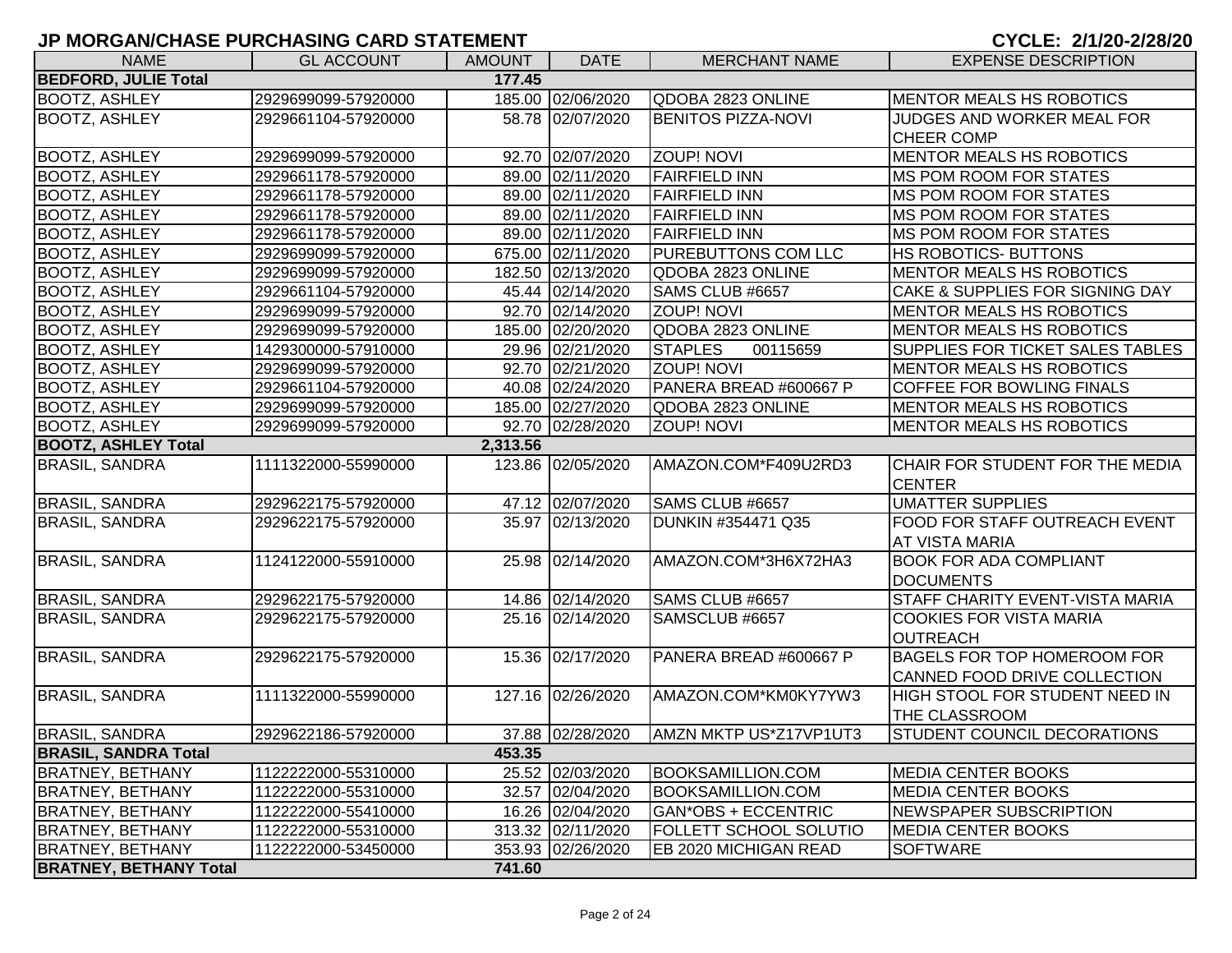# JP MORGAN/CHASE PURCHASING CARD STATEMENT

**CYCLE: 2/1/20-2/28/20**

| NAME | GL ACCOUNT | AMOUNT | DATE | MERCHANT NAME | EXPENSE DESCRIPTION |
|---|---|---|---|---|---|
| **BEDFORD, JULIE Total** | | **177.45** | | | |
| BOOTZ, ASHLEY | 2929699099-57920000 | 185.00 | 02/06/2020 | QDOBA 2823 ONLINE | MENTOR MEALS HS ROBOTICS |
| BOOTZ, ASHLEY | 2929661104-57920000 | 58.78 | 02/07/2020 | BENITOS PIZZA-NOVI | JUDGES AND WORKER MEAL FOR CHEER COMP |
| BOOTZ, ASHLEY | 2929699099-57920000 | 92.70 | 02/07/2020 | ZOUP! NOVI | MENTOR MEALS HS ROBOTICS |
| BOOTZ, ASHLEY | 2929661178-57920000 | 89.00 | 02/11/2020 | FAIRFIELD INN | MS POM ROOM FOR STATES |
| BOOTZ, ASHLEY | 2929661178-57920000 | 89.00 | 02/11/2020 | FAIRFIELD INN | MS POM ROOM FOR STATES |
| BOOTZ, ASHLEY | 2929661178-57920000 | 89.00 | 02/11/2020 | FAIRFIELD INN | MS POM ROOM FOR STATES |
| BOOTZ, ASHLEY | 2929661178-57920000 | 89.00 | 02/11/2020 | FAIRFIELD INN | MS POM ROOM FOR STATES |
| BOOTZ, ASHLEY | 2929699099-57920000 | 675.00 | 02/11/2020 | PUREBUTTONS COM LLC | HS ROBOTICS- BUTTONS |
| BOOTZ, ASHLEY | 2929699099-57920000 | 182.50 | 02/13/2020 | QDOBA 2823 ONLINE | MENTOR MEALS HS ROBOTICS |
| BOOTZ, ASHLEY | 2929661104-57920000 | 45.44 | 02/14/2020 | SAMS CLUB #6657 | CAKE & SUPPLIES FOR SIGNING DAY |
| BOOTZ, ASHLEY | 2929699099-57920000 | 92.70 | 02/14/2020 | ZOUP! NOVI | MENTOR MEALS HS ROBOTICS |
| BOOTZ, ASHLEY | 2929699099-57920000 | 185.00 | 02/20/2020 | QDOBA 2823 ONLINE | MENTOR MEALS HS ROBOTICS |
| BOOTZ, ASHLEY | 1429300000-57910000 | 29.96 | 02/21/2020 | STAPLES 00115659 | SUPPLIES FOR TICKET SALES TABLES |
| BOOTZ, ASHLEY | 2929699099-57920000 | 92.70 | 02/21/2020 | ZOUP! NOVI | MENTOR MEALS HS ROBOTICS |
| BOOTZ, ASHLEY | 2929661104-57920000 | 40.08 | 02/24/2020 | PANERA BREAD #600667 P | COFFEE FOR BOWLING FINALS |
| BOOTZ, ASHLEY | 2929699099-57920000 | 185.00 | 02/27/2020 | QDOBA 2823 ONLINE | MENTOR MEALS HS ROBOTICS |
| BOOTZ, ASHLEY | 2929699099-57920000 | 92.70 | 02/28/2020 | ZOUP! NOVI | MENTOR MEALS HS ROBOTICS |
| **BOOTZ, ASHLEY Total** | | **2,313.56** | | | |
| BRASIL, SANDRA | 1111322000-55990000 | 123.86 | 02/05/2020 | AMAZON.COM*F409U2RD3 | CHAIR FOR STUDENT FOR THE MEDIA CENTER |
| BRASIL, SANDRA | 2929622175-57920000 | 47.12 | 02/07/2020 | SAMS CLUB #6657 | UMATTER SUPPLIES |
| BRASIL, SANDRA | 2929622175-57920000 | 35.97 | 02/13/2020 | DUNKIN #354471 Q35 | FOOD FOR STAFF OUTREACH EVENT AT VISTA MARIA |
| BRASIL, SANDRA | 1124122000-55910000 | 25.98 | 02/14/2020 | AMAZON.COM*3H6X72HA3 | BOOK FOR ADA COMPLIANT DOCUMENTS |
| BRASIL, SANDRA | 2929622175-57920000 | 14.86 | 02/14/2020 | SAMS CLUB #6657 | STAFF CHARITY EVENT-VISTA MARIA |
| BRASIL, SANDRA | 2929622175-57920000 | 25.16 | 02/14/2020 | SAMSCLUB #6657 | COOKIES FOR VISTA MARIA OUTREACH |
| BRASIL, SANDRA | 2929622175-57920000 | 15.36 | 02/17/2020 | PANERA BREAD #600667 P | BAGELS FOR TOP HOMEROOM FOR CANNED FOOD DRIVE COLLECTION |
| BRASIL, SANDRA | 1111322000-55990000 | 127.16 | 02/26/2020 | AMAZON.COM*KM0KY7YW3 | HIGH STOOL FOR STUDENT NEED IN THE CLASSROOM |
| BRASIL, SANDRA | 2929622186-57920000 | 37.88 | 02/28/2020 | AMZN MKTP US*Z17VP1UT3 | STUDENT COUNCIL DECORATIONS |
| **BRASIL, SANDRA Total** | | **453.35** | | | |
| BRATNEY, BETHANY | 1122222000-55310000 | 25.52 | 02/03/2020 | BOOKSAMILLION.COM | MEDIA CENTER BOOKS |
| BRATNEY, BETHANY | 1122222000-55310000 | 32.57 | 02/04/2020 | BOOKSAMILLION.COM | MEDIA CENTER BOOKS |
| BRATNEY, BETHANY | 1122222000-55410000 | 16.26 | 02/04/2020 | GAN*OBS + ECCENTRIC | NEWSPAPER SUBSCRIPTION |
| BRATNEY, BETHANY | 1122222000-55310000 | 313.32 | 02/11/2020 | FOLLETT SCHOOL SOLUTIO | MEDIA CENTER BOOKS |
| BRATNEY, BETHANY | 1122222000-53450000 | 353.93 | 02/26/2020 | EB 2020 MICHIGAN READ | SOFTWARE |
| **BRATNEY, BETHANY Total** | | **741.60** | | | |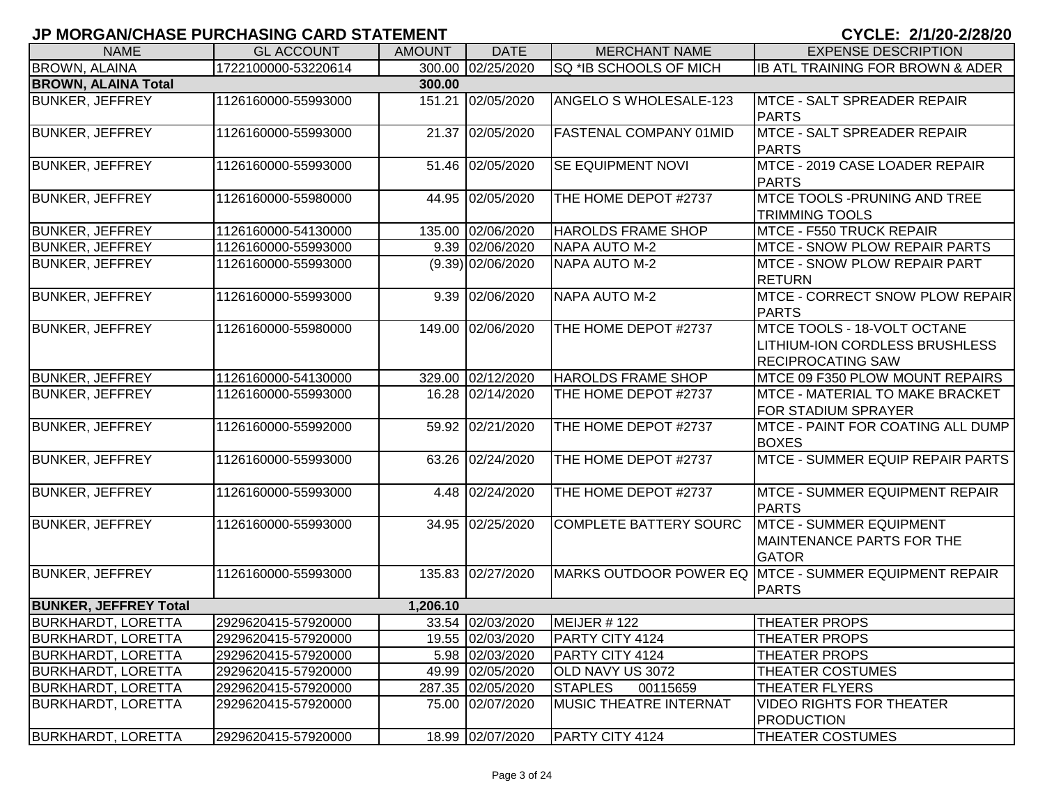## JP MORGAN/CHASE PURCHASING CARD STATEMENT

**CYCLE: 2/1/20-2/28/20**

| NAME | GL ACCOUNT | AMOUNT | DATE | MERCHANT NAME | EXPENSE DESCRIPTION |
|---|---|---|---|---|---|
| BROWN, ALAINA | 1722100000-53220614 | 300.00 | 02/25/2020 | SQ *IB SCHOOLS OF MICH | IB ATL TRAINING FOR BROWN & ADER |
| **BROWN, ALAINA Total** | | **300.00** | | | |
| BUNKER, JEFFREY | 1126160000-55993000 | 151.21 | 02/05/2020 | ANGELO S WHOLESALE-123 | MTCE - SALT SPREADER REPAIR PARTS |
| BUNKER, JEFFREY | 1126160000-55993000 | 21.37 | 02/05/2020 | FASTENAL COMPANY 01MID | MTCE - SALT SPREADER REPAIR PARTS |
| BUNKER, JEFFREY | 1126160000-55993000 | 51.46 | 02/05/2020 | SE EQUIPMENT NOVI | MTCE - 2019 CASE LOADER REPAIR PARTS |
| BUNKER, JEFFREY | 1126160000-55980000 | 44.95 | 02/05/2020 | THE HOME DEPOT #2737 | MTCE TOOLS -PRUNING AND TREE TRIMMING TOOLS |
| BUNKER, JEFFREY | 1126160000-54130000 | 135.00 | 02/06/2020 | HAROLDS FRAME SHOP | MTCE - F550 TRUCK REPAIR |
| BUNKER, JEFFREY | 1126160000-55993000 | 9.39 | 02/06/2020 | NAPA AUTO M-2 | MTCE - SNOW PLOW REPAIR PARTS |
| BUNKER, JEFFREY | 1126160000-55993000 | (9.39) | 02/06/2020 | NAPA AUTO M-2 | MTCE - SNOW PLOW REPAIR PART RETURN |
| BUNKER, JEFFREY | 1126160000-55993000 | 9.39 | 02/06/2020 | NAPA AUTO M-2 | MTCE - CORRECT SNOW PLOW REPAIR PARTS |
| BUNKER, JEFFREY | 1126160000-55980000 | 149.00 | 02/06/2020 | THE HOME DEPOT #2737 | MTCE TOOLS - 18-VOLT OCTANE LITHIUM-ION CORDLESS BRUSHLESS RECIPROCATING SAW |
| BUNKER, JEFFREY | 1126160000-54130000 | 329.00 | 02/12/2020 | HAROLDS FRAME SHOP | MTCE 09 F350 PLOW MOUNT REPAIRS |
| BUNKER, JEFFREY | 1126160000-55993000 | 16.28 | 02/14/2020 | THE HOME DEPOT #2737 | MTCE - MATERIAL TO MAKE BRACKET FOR STADIUM SPRAYER |
| BUNKER, JEFFREY | 1126160000-55992000 | 59.92 | 02/21/2020 | THE HOME DEPOT #2737 | MTCE - PAINT FOR COATING ALL DUMP BOXES |
| BUNKER, JEFFREY | 1126160000-55993000 | 63.26 | 02/24/2020 | THE HOME DEPOT #2737 | MTCE - SUMMER EQUIP REPAIR PARTS |
| BUNKER, JEFFREY | 1126160000-55993000 | 4.48 | 02/24/2020 | THE HOME DEPOT #2737 | MTCE - SUMMER EQUIPMENT REPAIR PARTS |
| BUNKER, JEFFREY | 1126160000-55993000 | 34.95 | 02/25/2020 | COMPLETE BATTERY SOURC | MTCE - SUMMER EQUIPMENT MAINTENANCE PARTS FOR THE GATOR |
| BUNKER, JEFFREY | 1126160000-55993000 | 135.83 | 02/27/2020 | MARKS OUTDOOR POWER EQ | MTCE - SUMMER EQUIPMENT REPAIR PARTS |
| **BUNKER, JEFFREY Total** | | **1,206.10** | | | |
| BURKHARDT, LORETTA | 2929620415-57920000 | 33.54 | 02/03/2020 | MEIJER # 122 | THEATER PROPS |
| BURKHARDT, LORETTA | 2929620415-57920000 | 19.55 | 02/03/2020 | PARTY CITY 4124 | THEATER PROPS |
| BURKHARDT, LORETTA | 2929620415-57920000 | 5.98 | 02/03/2020 | PARTY CITY 4124 | THEATER PROPS |
| BURKHARDT, LORETTA | 2929620415-57920000 | 49.99 | 02/05/2020 | OLD NAVY US 3072 | THEATER COSTUMES |
| BURKHARDT, LORETTA | 2929620415-57920000 | 287.35 | 02/05/2020 | STAPLES 00115659 | THEATER FLYERS |
| BURKHARDT, LORETTA | 2929620415-57920000 | 75.00 | 02/07/2020 | MUSIC THEATRE INTERNAT | VIDEO RIGHTS FOR THEATER PRODUCTION |
| BURKHARDT, LORETTA | 2929620415-57920000 | 18.99 | 02/07/2020 | PARTY CITY 4124 | THEATER COSTUMES |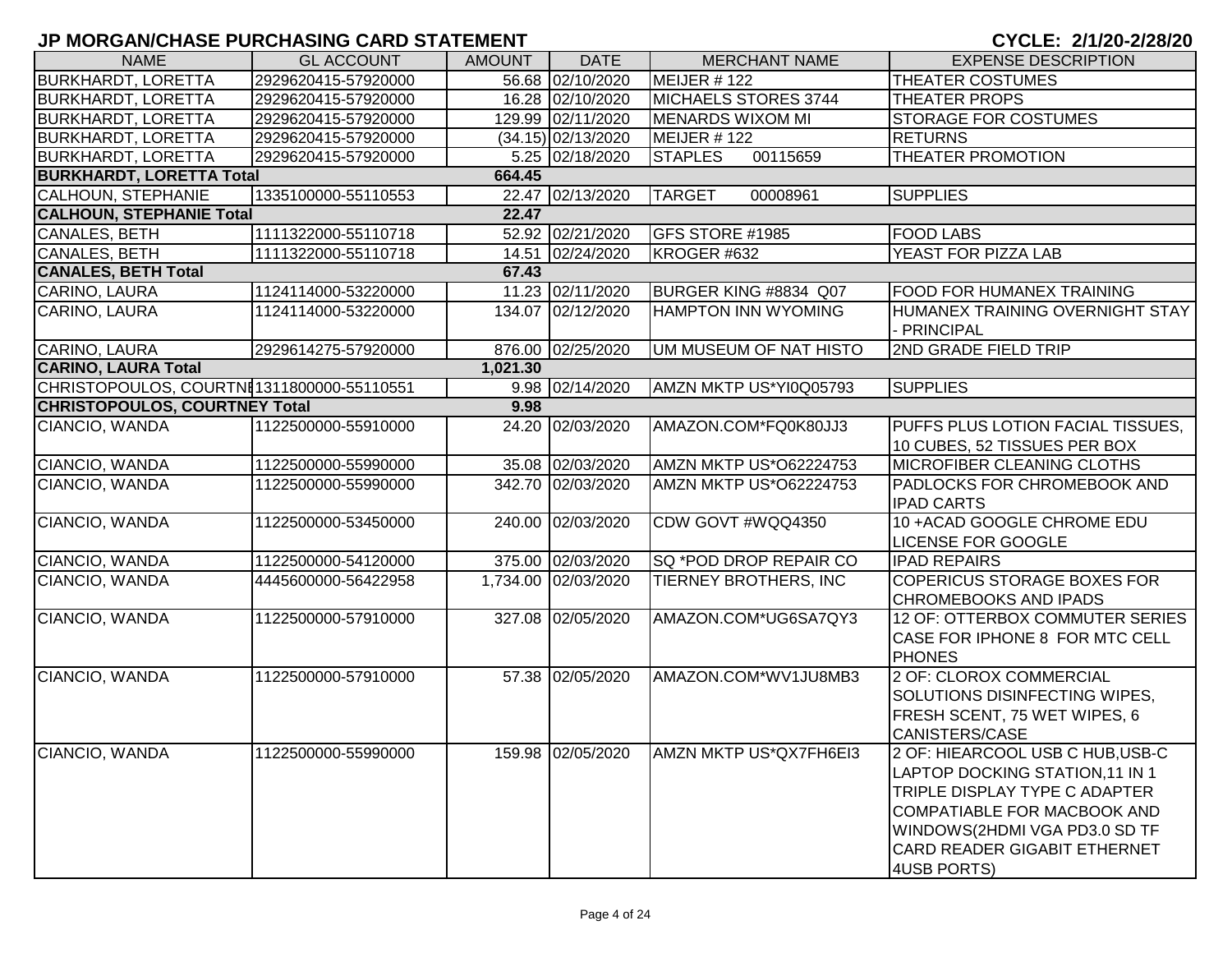# JP MORGAN/CHASE PURCHASING CARD STATEMENT

**CYCLE: 2/1/20-2/28/20**

| NAME | GL ACCOUNT | AMOUNT | DATE | MERCHANT NAME | EXPENSE DESCRIPTION |
|---|---|---|---|---|---|
| BURKHARDT, LORETTA | 2929620415-57920000 | 56.68 | 02/10/2020 | MEIJER # 122 | THEATER COSTUMES |
| BURKHARDT, LORETTA | 2929620415-57920000 | 16.28 | 02/10/2020 | MICHAELS STORES 3744 | THEATER PROPS |
| BURKHARDT, LORETTA | 2929620415-57920000 | 129.99 | 02/11/2020 | MENARDS WIXOM MI | STORAGE FOR COSTUMES |
| BURKHARDT, LORETTA | 2929620415-57920000 | (34.15) | 02/13/2020 | MEIJER # 122 | RETURNS |
| BURKHARDT, LORETTA | 2929620415-57920000 | 5.25 | 02/18/2020 | STAPLES 00115659 | THEATER PROMOTION |
| **BURKHARDT, LORETTA Total** | | **664.45** | | | |
| CALHOUN, STEPHANIE | 1335100000-55110553 | 22.47 | 02/13/2020 | TARGET 00008961 | SUPPLIES |
| **CALHOUN, STEPHANIE Total** | | **22.47** | | | |
| CANALES, BETH | 1111322000-55110718 | 52.92 | 02/21/2020 | GFS STORE #1985 | FOOD LABS |
| CANALES, BETH | 1111322000-55110718 | 14.51 | 02/24/2020 | KROGER #632 | YEAST FOR PIZZA LAB |
| **CANALES, BETH Total** | | **67.43** | | | |
| CARINO, LAURA | 1124114000-53220000 | 11.23 | 02/11/2020 | BURGER KING #8834 Q07 | FOOD FOR HUMANEX TRAINING |
| CARINO, LAURA | 1124114000-53220000 | 134.07 | 02/12/2020 | HAMPTON INN WYOMING | HUMANEX TRAINING OVERNIGHT STAY - PRINCIPAL |
| CARINO, LAURA | 2929614275-57920000 | 876.00 | 02/25/2020 | UM MUSEUM OF NAT HISTO | 2ND GRADE FIELD TRIP |
| **CARINO, LAURA Total** | | **1,021.30** | | | |
| CHRISTOPOULOS, COURTNE | 1311800000-55110551 | 9.98 | 02/14/2020 | AMZN MKTP US*YI0Q05793 | SUPPLIES |
| **CHRISTOPOULOS, COURTNEY Total** | | **9.98** | | | |
| CIANCIO, WANDA | 1122500000-55910000 | 24.20 | 02/03/2020 | AMAZON.COM*FQ0K80JJ3 | PUFFS PLUS LOTION FACIAL TISSUES, 10 CUBES, 52 TISSUES PER BOX |
| CIANCIO, WANDA | 1122500000-55990000 | 35.08 | 02/03/2020 | AMZN MKTP US*O62224753 | MICROFIBER CLEANING CLOTHS |
| CIANCIO, WANDA | 1122500000-55990000 | 342.70 | 02/03/2020 | AMZN MKTP US*O62224753 | PADLOCKS FOR CHROMEBOOK AND IPAD CARTS |
| CIANCIO, WANDA | 1122500000-53450000 | 240.00 | 02/03/2020 | CDW GOVT #WQQ4350 | 10 +ACAD GOOGLE CHROME EDU LICENSE FOR GOOGLE |
| CIANCIO, WANDA | 1122500000-54120000 | 375.00 | 02/03/2020 | SQ *POD DROP REPAIR CO | IPAD REPAIRS |
| CIANCIO, WANDA | 4445600000-56422958 | 1,734.00 | 02/03/2020 | TIERNEY BROTHERS, INC | COPERICUS STORAGE BOXES FOR CHROMEBOOKS AND IPADS |
| CIANCIO, WANDA | 1122500000-57910000 | 327.08 | 02/05/2020 | AMAZON.COM*UG6SA7QY3 | 12 OF: OTTERBOX COMMUTER SERIES CASE FOR IPHONE 8 FOR MTC CELL PHONES |
| CIANCIO, WANDA | 1122500000-57910000 | 57.38 | 02/05/2020 | AMAZON.COM*WV1JU8MB3 | 2 OF: CLOROX COMMERCIAL SOLUTIONS DISINFECTING WIPES, FRESH SCENT, 75 WET WIPES, 6 CANISTERS/CASE |
| CIANCIO, WANDA | 1122500000-55990000 | 159.98 | 02/05/2020 | AMZN MKTP US*QX7FH6EI3 | 2 OF: HIEARCOOL USB C HUB,USB-C LAPTOP DOCKING STATION,11 IN 1 TRIPLE DISPLAY TYPE C ADAPTER COMPATIABLE FOR MACBOOK AND WINDOWS(2HDMI VGA PD3.0 SD TF CARD READER GIGABIT ETHERNET 4USB PORTS) |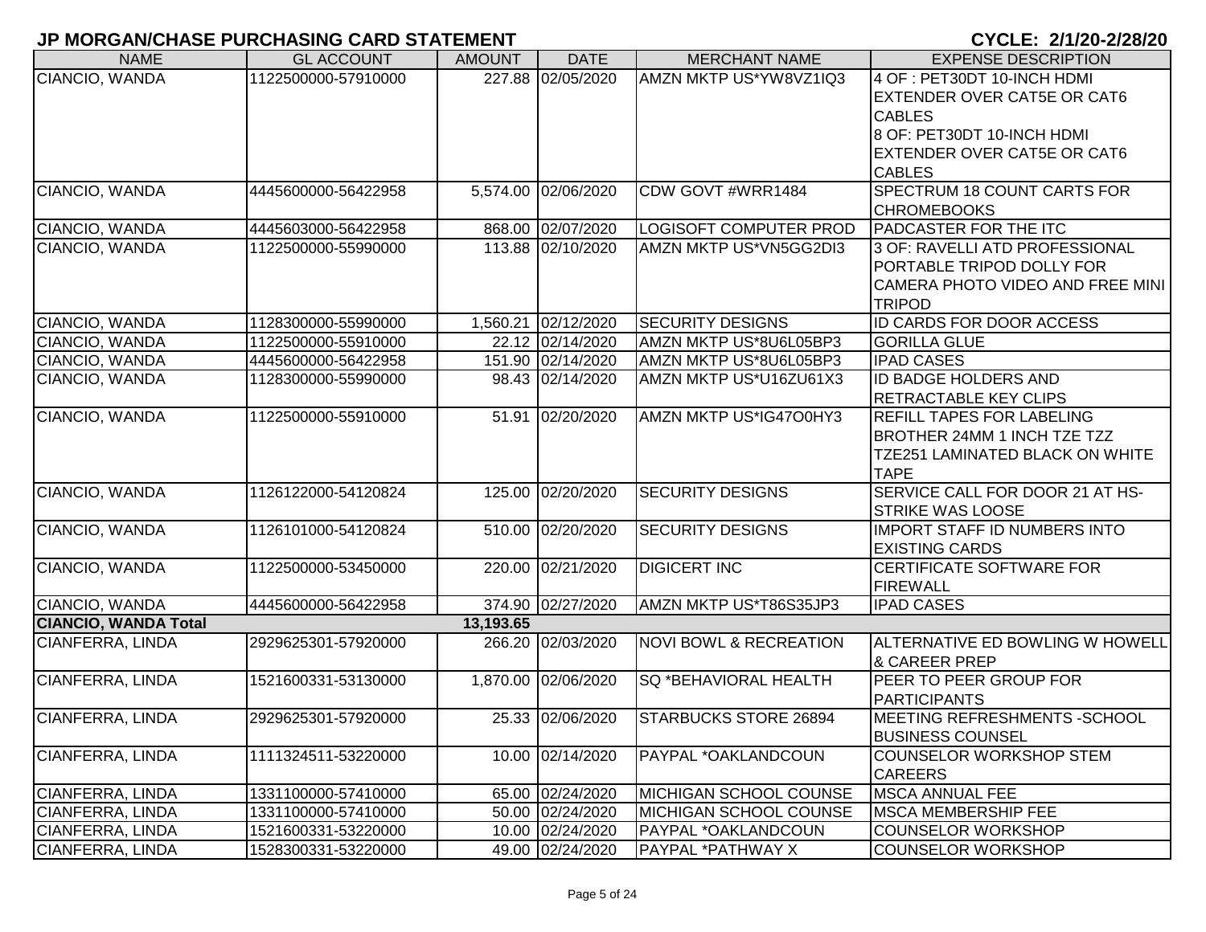# JP MORGAN/CHASE PURCHASING CARD STATEMENT

**CYCLE: 2/1/20-2/28/20**

| NAME | GL ACCOUNT | AMOUNT | DATE | MERCHANT NAME | EXPENSE DESCRIPTION |
|---|---|---|---|---|---|
| CIANCIO, WANDA | 1122500000-57910000 | 227.88 | 02/05/2020 | AMZN MKTP US*YW8VZ1IQ3 | 4 OF : PET30DT 10-INCH HDMI EXTENDER OVER CAT5E OR CAT6 CABLES 8 OF: PET30DT 10-INCH HDMI EXTENDER OVER CAT5E OR CAT6 CABLES |
| CIANCIO, WANDA | 4445600000-56422958 | 5,574.00 | 02/06/2020 | CDW GOVT #WRR1484 | SPECTRUM 18 COUNT CARTS FOR CHROMEBOOKS |
| CIANCIO, WANDA | 4445603000-56422958 | 868.00 | 02/07/2020 | LOGISOFT COMPUTER PROD | PADCASTER FOR THE ITC |
| CIANCIO, WANDA | 1122500000-55990000 | 113.88 | 02/10/2020 | AMZN MKTP US*VN5GG2DI3 | 3 OF: RAVELLI ATD PROFESSIONAL PORTABLE TRIPOD DOLLY FOR CAMERA PHOTO VIDEO AND FREE MINI TRIPOD |
| CIANCIO, WANDA | 1128300000-55990000 | 1,560.21 | 02/12/2020 | SECURITY DESIGNS | ID CARDS FOR DOOR ACCESS |
| CIANCIO, WANDA | 1122500000-55910000 | 22.12 | 02/14/2020 | AMZN MKTP US*8U6L05BP3 | GORILLA GLUE |
| CIANCIO, WANDA | 4445600000-56422958 | 151.90 | 02/14/2020 | AMZN MKTP US*8U6L05BP3 | IPAD CASES |
| CIANCIO, WANDA | 1128300000-55990000 | 98.43 | 02/14/2020 | AMZN MKTP US*U16ZU61X3 | ID BADGE HOLDERS AND RETRACTABLE KEY CLIPS |
| CIANCIO, WANDA | 1122500000-55910000 | 51.91 | 02/20/2020 | AMZN MKTP US*IG47O0HY3 | REFILL TAPES FOR LABELING BROTHER 24MM 1 INCH TZE TZZ TZE251 LAMINATED BLACK ON WHITE TAPE |
| CIANCIO, WANDA | 1126122000-54120824 | 125.00 | 02/20/2020 | SECURITY DESIGNS | SERVICE CALL FOR DOOR 21 AT HS-STRIKE WAS LOOSE |
| CIANCIO, WANDA | 1126101000-54120824 | 510.00 | 02/20/2020 | SECURITY DESIGNS | IMPORT STAFF ID NUMBERS INTO EXISTING CARDS |
| CIANCIO, WANDA | 1122500000-53450000 | 220.00 | 02/21/2020 | DIGICERT INC | CERTIFICATE SOFTWARE FOR FIREWALL |
| CIANCIO, WANDA | 4445600000-56422958 | 374.90 | 02/27/2020 | AMZN MKTP US*T86S35JP3 | IPAD CASES |
| **CIANCIO, WANDA Total** | | **13,193.65** | | | |
| CIANFERRA, LINDA | 2929625301-57920000 | 266.20 | 02/03/2020 | NOVI BOWL & RECREATION | ALTERNATIVE ED BOWLING W HOWELL & CAREER PREP |
| CIANFERRA, LINDA | 1521600331-53130000 | 1,870.00 | 02/06/2020 | SQ *BEHAVIORAL HEALTH | PEER TO PEER GROUP FOR PARTICIPANTS |
| CIANFERRA, LINDA | 2929625301-57920000 | 25.33 | 02/06/2020 | STARBUCKS STORE 26894 | MEETING REFRESHMENTS -SCHOOL BUSINESS COUNSEL |
| CIANFERRA, LINDA | 1111324511-53220000 | 10.00 | 02/14/2020 | PAYPAL *OAKLANDCOUN | COUNSELOR WORKSHOP STEM CAREERS |
| CIANFERRA, LINDA | 1331100000-57410000 | 65.00 | 02/24/2020 | MICHIGAN SCHOOL COUNSE | MSCA ANNUAL FEE |
| CIANFERRA, LINDA | 1331100000-57410000 | 50.00 | 02/24/2020 | MICHIGAN SCHOOL COUNSE | MSCA MEMBERSHIP FEE |
| CIANFERRA, LINDA | 1521600331-53220000 | 10.00 | 02/24/2020 | PAYPAL *OAKLANDCOUN | COUNSELOR WORKSHOP |
| CIANFERRA, LINDA | 1528300331-53220000 | 49.00 | 02/24/2020 | PAYPAL *PATHWAY X | COUNSELOR WORKSHOP |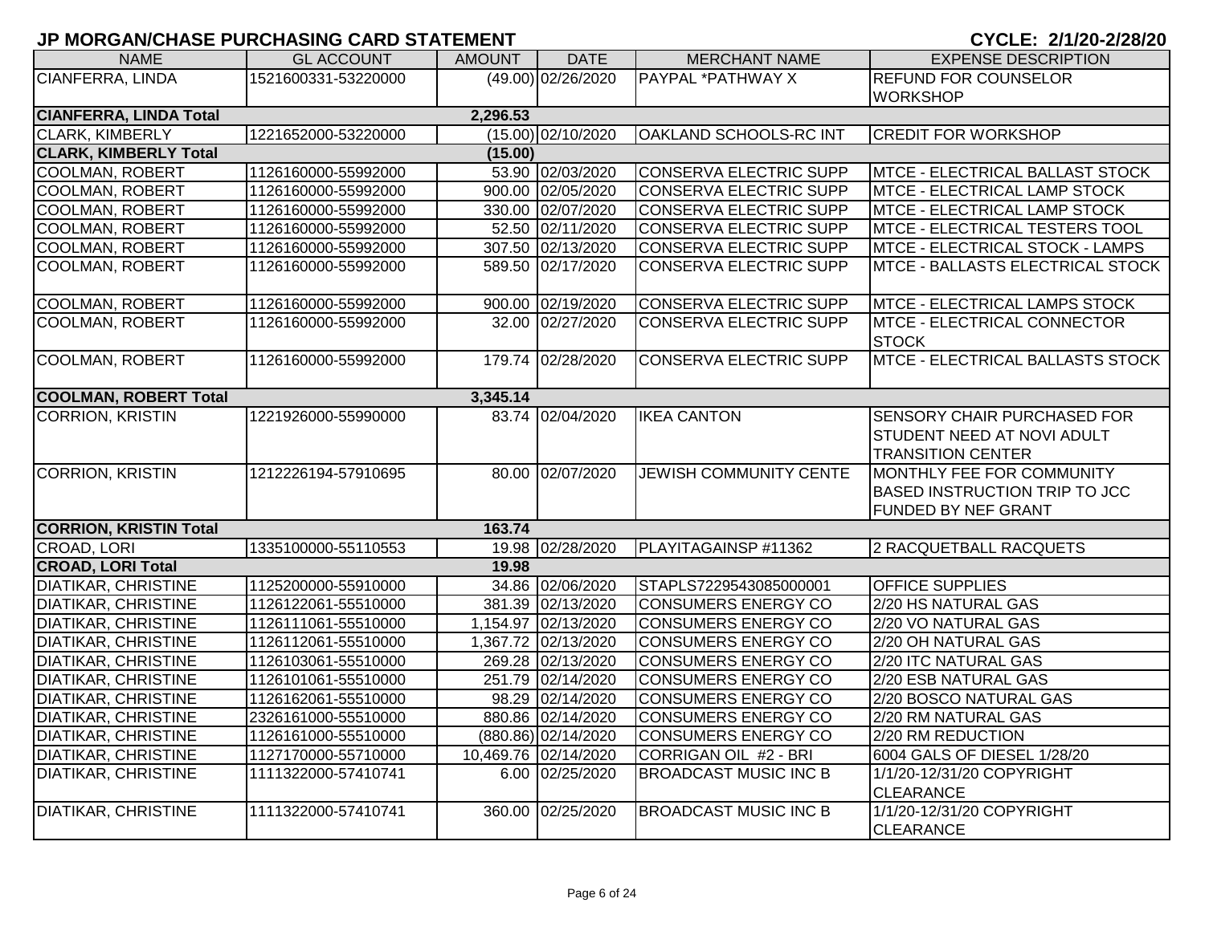# JP MORGAN/CHASE PURCHASING CARD STATEMENT

**CYCLE: 2/1/20-2/28/20**

| NAME | GL ACCOUNT | AMOUNT | DATE | MERCHANT NAME | EXPENSE DESCRIPTION |
|---|---|---|---|---|---|
| CIANFERRA, LINDA | 1521600331-53220000 | (49.00) | 02/26/2020 | PAYPAL *PATHWAY X | REFUND FOR COUNSELOR WORKSHOP |
| **CIANFERRA, LINDA Total** | | **2,296.53** | | | |
| CLARK, KIMBERLY | 1221652000-53220000 | (15.00) | 02/10/2020 | OAKLAND SCHOOLS-RC INT | CREDIT FOR WORKSHOP |
| **CLARK, KIMBERLY Total** | | **(15.00)** | | | |
| COOLMAN, ROBERT | 1126160000-55992000 | 53.90 | 02/03/2020 | CONSERVA ELECTRIC SUPP | MTCE - ELECTRICAL BALLAST STOCK |
| COOLMAN, ROBERT | 1126160000-55992000 | 900.00 | 02/05/2020 | CONSERVA ELECTRIC SUPP | MTCE - ELECTRICAL LAMP STOCK |
| COOLMAN, ROBERT | 1126160000-55992000 | 330.00 | 02/07/2020 | CONSERVA ELECTRIC SUPP | MTCE - ELECTRICAL LAMP STOCK |
| COOLMAN, ROBERT | 1126160000-55992000 | 52.50 | 02/11/2020 | CONSERVA ELECTRIC SUPP | MTCE - ELECTRICAL TESTERS TOOL |
| COOLMAN, ROBERT | 1126160000-55992000 | 307.50 | 02/13/2020 | CONSERVA ELECTRIC SUPP | MTCE - ELECTRICAL STOCK - LAMPS |
| COOLMAN, ROBERT | 1126160000-55992000 | 589.50 | 02/17/2020 | CONSERVA ELECTRIC SUPP | MTCE - BALLASTS ELECTRICAL STOCK |
| COOLMAN, ROBERT | 1126160000-55992000 | 900.00 | 02/19/2020 | CONSERVA ELECTRIC SUPP | MTCE - ELECTRICAL LAMPS STOCK |
| COOLMAN, ROBERT | 1126160000-55992000 | 32.00 | 02/27/2020 | CONSERVA ELECTRIC SUPP | MTCE - ELECTRICAL CONNECTOR STOCK |
| COOLMAN, ROBERT | 1126160000-55992000 | 179.74 | 02/28/2020 | CONSERVA ELECTRIC SUPP | MTCE - ELECTRICAL BALLASTS STOCK |
| **COOLMAN, ROBERT Total** | | **3,345.14** | | | |
| CORRION, KRISTIN | 1221926000-55990000 | 83.74 | 02/04/2020 | IKEA CANTON | SENSORY CHAIR PURCHASED FOR STUDENT NEED AT NOVI ADULT TRANSITION CENTER |
| CORRION, KRISTIN | 1212226194-57910695 | 80.00 | 02/07/2020 | JEWISH COMMUNITY CENTE | MONTHLY FEE FOR COMMUNITY BASED INSTRUCTION TRIP TO JCC FUNDED BY NEF GRANT |
| **CORRION, KRISTIN Total** | | **163.74** | | | |
| CROAD, LORI | 1335100000-55110553 | 19.98 | 02/28/2020 | PLAYITAGAINSP #11362 | 2 RACQUETBALL RACQUETS |
| **CROAD, LORI Total** | | **19.98** | | | |
| DIATIKAR, CHRISTINE | 1125200000-55910000 | 34.86 | 02/06/2020 | STAPLS7229543085000001 | OFFICE SUPPLIES |
| DIATIKAR, CHRISTINE | 1126122061-55510000 | 381.39 | 02/13/2020 | CONSUMERS ENERGY CO | 2/20 HS NATURAL GAS |
| DIATIKAR, CHRISTINE | 1126111061-55510000 | 1,154.97 | 02/13/2020 | CONSUMERS ENERGY CO | 2/20 VO NATURAL GAS |
| DIATIKAR, CHRISTINE | 1126112061-55510000 | 1,367.72 | 02/13/2020 | CONSUMERS ENERGY CO | 2/20 OH NATURAL GAS |
| DIATIKAR, CHRISTINE | 1126103061-55510000 | 269.28 | 02/13/2020 | CONSUMERS ENERGY CO | 2/20 ITC NATURAL GAS |
| DIATIKAR, CHRISTINE | 1126101061-55510000 | 251.79 | 02/14/2020 | CONSUMERS ENERGY CO | 2/20 ESB NATURAL GAS |
| DIATIKAR, CHRISTINE | 1126162061-55510000 | 98.29 | 02/14/2020 | CONSUMERS ENERGY CO | 2/20 BOSCO NATURAL GAS |
| DIATIKAR, CHRISTINE | 2326161000-55510000 | 880.86 | 02/14/2020 | CONSUMERS ENERGY CO | 2/20 RM NATURAL GAS |
| DIATIKAR, CHRISTINE | 1126161000-55510000 | (880.86) | 02/14/2020 | CONSUMERS ENERGY CO | 2/20 RM REDUCTION |
| DIATIKAR, CHRISTINE | 1127170000-55710000 | 10,469.76 | 02/14/2020 | CORRIGAN OIL #2 - BRI | 6004 GALS OF DIESEL 1/28/20 |
| DIATIKAR, CHRISTINE | 1111322000-57410741 | 6.00 | 02/25/2020 | BROADCAST MUSIC INC B | 1/1/20-12/31/20 COPYRIGHT CLEARANCE |
| DIATIKAR, CHRISTINE | 1111322000-57410741 | 360.00 | 02/25/2020 | BROADCAST MUSIC INC B | 1/1/20-12/31/20 COPYRIGHT CLEARANCE |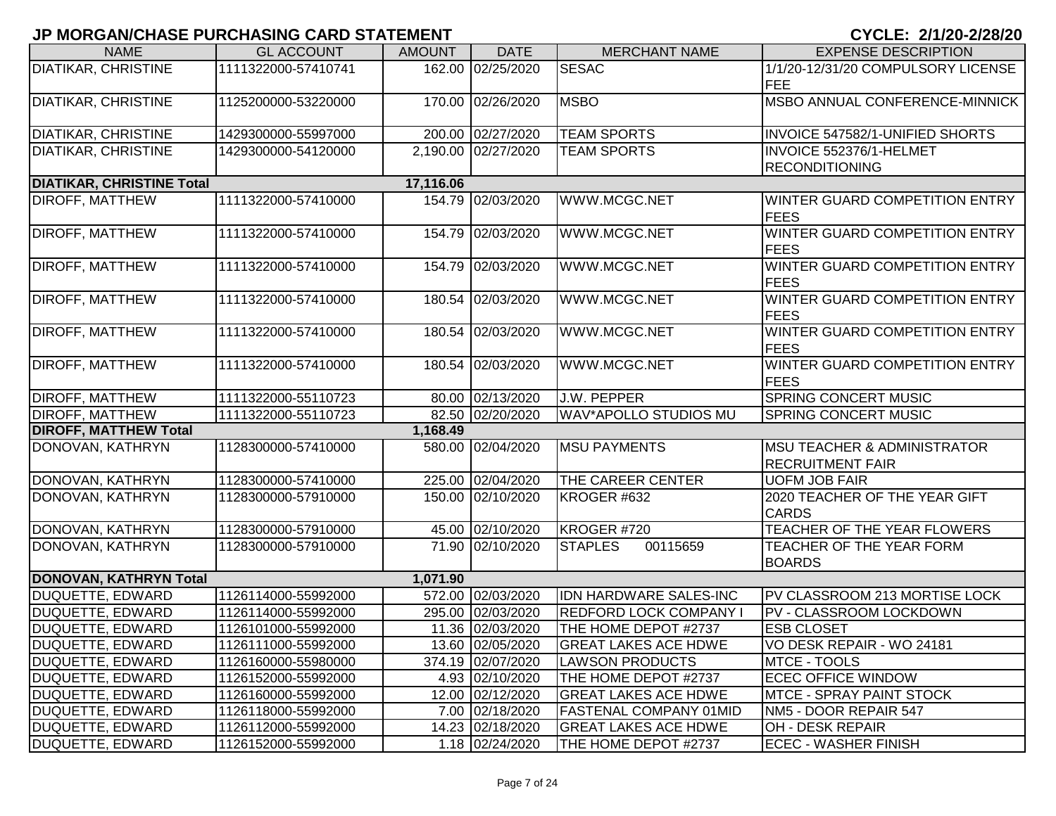# JP MORGAN/CHASE PURCHASING CARD STATEMENT

**CYCLE: 2/1/20-2/28/20**

| NAME | GL ACCOUNT | AMOUNT | DATE | MERCHANT NAME | EXPENSE DESCRIPTION |
|---|---|---|---|---|---|
| DIATIKAR, CHRISTINE | 1111322000-57410741 | 162.00 | 02/25/2020 | SESAC | 1/1/20-12/31/20 COMPULSORY LICENSE FEE |
| DIATIKAR, CHRISTINE | 1125200000-53220000 | 170.00 | 02/26/2020 | MSBO | MSBO ANNUAL CONFERENCE-MINNICK |
| DIATIKAR, CHRISTINE | 1429300000-55997000 | 200.00 | 02/27/2020 | TEAM SPORTS | INVOICE 547582/1-UNIFIED SHORTS |
| DIATIKAR, CHRISTINE | 1429300000-54120000 | 2,190.00 | 02/27/2020 | TEAM SPORTS | INVOICE 552376/1-HELMET RECONDITIONING |
| **DIATIKAR, CHRISTINE Total** | | **17,116.06** | | | |
| DIROFF, MATTHEW | 1111322000-57410000 | 154.79 | 02/03/2020 | WWW.MCGC.NET | WINTER GUARD COMPETITION ENTRY FEES |
| DIROFF, MATTHEW | 1111322000-57410000 | 154.79 | 02/03/2020 | WWW.MCGC.NET | WINTER GUARD COMPETITION ENTRY FEES |
| DIROFF, MATTHEW | 1111322000-57410000 | 154.79 | 02/03/2020 | WWW.MCGC.NET | WINTER GUARD COMPETITION ENTRY FEES |
| DIROFF, MATTHEW | 1111322000-57410000 | 180.54 | 02/03/2020 | WWW.MCGC.NET | WINTER GUARD COMPETITION ENTRY FEES |
| DIROFF, MATTHEW | 1111322000-57410000 | 180.54 | 02/03/2020 | WWW.MCGC.NET | WINTER GUARD COMPETITION ENTRY FEES |
| DIROFF, MATTHEW | 1111322000-57410000 | 180.54 | 02/03/2020 | WWW.MCGC.NET | WINTER GUARD COMPETITION ENTRY FEES |
| DIROFF, MATTHEW | 1111322000-55110723 | 80.00 | 02/13/2020 | J.W. PEPPER | SPRING CONCERT MUSIC |
| DIROFF, MATTHEW | 1111322000-55110723 | 82.50 | 02/20/2020 | WAV*APOLLO STUDIOS MU | SPRING CONCERT MUSIC |
| **DIROFF, MATTHEW Total** | | **1,168.49** | | | |
| DONOVAN, KATHRYN | 1128300000-57410000 | 580.00 | 02/04/2020 | MSU PAYMENTS | MSU TEACHER & ADMINISTRATOR RECRUITMENT FAIR |
| DONOVAN, KATHRYN | 1128300000-57410000 | 225.00 | 02/04/2020 | THE CAREER CENTER | UOFM JOB FAIR |
| DONOVAN, KATHRYN | 1128300000-57910000 | 150.00 | 02/10/2020 | KROGER #632 | 2020 TEACHER OF THE YEAR GIFT CARDS |
| DONOVAN, KATHRYN | 1128300000-57910000 | 45.00 | 02/10/2020 | KROGER #720 | TEACHER OF THE YEAR FLOWERS |
| DONOVAN, KATHRYN | 1128300000-57910000 | 71.90 | 02/10/2020 | STAPLES 00115659 | TEACHER OF THE YEAR FORM BOARDS |
| **DONOVAN, KATHRYN Total** | | **1,071.90** | | | |
| DUQUETTE, EDWARD | 1126114000-55992000 | 572.00 | 02/03/2020 | IDN HARDWARE SALES-INC | PV CLASSROOM 213 MORTISE LOCK |
| DUQUETTE, EDWARD | 1126114000-55992000 | 295.00 | 02/03/2020 | REDFORD LOCK COMPANY I | PV - CLASSROOM LOCKDOWN |
| DUQUETTE, EDWARD | 1126101000-55992000 | 11.36 | 02/03/2020 | THE HOME DEPOT #2737 | ESB CLOSET |
| DUQUETTE, EDWARD | 1126111000-55992000 | 13.60 | 02/05/2020 | GREAT LAKES ACE HDWE | VO DESK REPAIR - WO 24181 |
| DUQUETTE, EDWARD | 1126160000-55980000 | 374.19 | 02/07/2020 | LAWSON PRODUCTS | MTCE - TOOLS |
| DUQUETTE, EDWARD | 1126152000-55992000 | 4.93 | 02/10/2020 | THE HOME DEPOT #2737 | ECEC OFFICE WINDOW |
| DUQUETTE, EDWARD | 1126160000-55992000 | 12.00 | 02/12/2020 | GREAT LAKES ACE HDWE | MTCE - SPRAY PAINT STOCK |
| DUQUETTE, EDWARD | 1126118000-55992000 | 7.00 | 02/18/2020 | FASTENAL COMPANY 01MID | NM5 - DOOR REPAIR 547 |
| DUQUETTE, EDWARD | 1126112000-55992000 | 14.23 | 02/18/2020 | GREAT LAKES ACE HDWE | OH - DESK REPAIR |
| DUQUETTE, EDWARD | 1126152000-55992000 | 1.18 | 02/24/2020 | THE HOME DEPOT #2737 | ECEC - WASHER FINISH |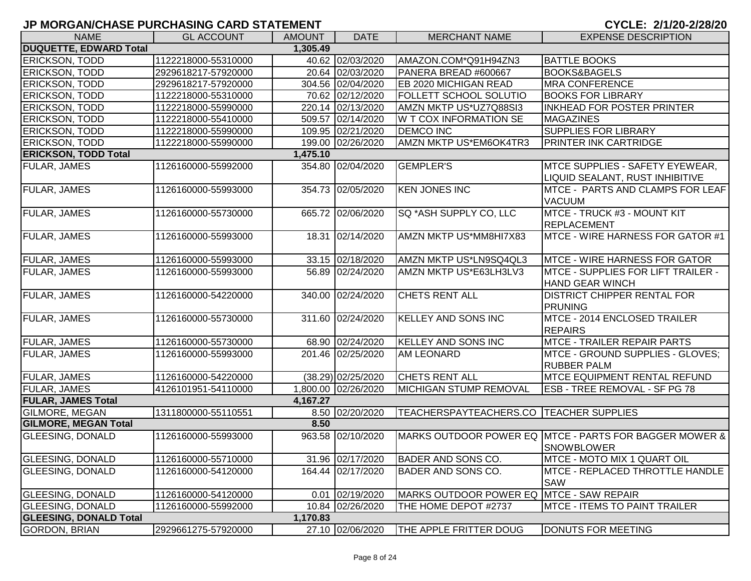# JP MORGAN/CHASE PURCHASING CARD STATEMENT

**CYCLE: 2/1/20-2/28/20**

| NAME | GL ACCOUNT | AMOUNT | DATE | MERCHANT NAME | EXPENSE DESCRIPTION |
|---|---|---|---|---|---|
| **DUQUETTE, EDWARD Total** | | **1,305.49** | | | |
| ERICKSON, TODD | 1122218000-55310000 | 40.62 | 02/03/2020 | AMAZON.COM*Q91H94ZN3 | BATTLE BOOKS |
| ERICKSON, TODD | 2929618217-57920000 | 20.64 | 02/03/2020 | PANERA BREAD #600667 | BOOKS&BAGELS |
| ERICKSON, TODD | 2929618217-57920000 | 304.56 | 02/04/2020 | EB 2020 MICHIGAN READ | MRA CONFERENCE |
| ERICKSON, TODD | 1122218000-55310000 | 70.62 | 02/12/2020 | FOLLETT SCHOOL SOLUTIO | BOOKS FOR LIBRARY |
| ERICKSON, TODD | 1122218000-55990000 | 220.14 | 02/13/2020 | AMZN MKTP US*UZ7Q88SI3 | INKHEAD FOR POSTER PRINTER |
| ERICKSON, TODD | 1122218000-55410000 | 509.57 | 02/14/2020 | W T COX INFORMATION SE | MAGAZINES |
| ERICKSON, TODD | 1122218000-55990000 | 109.95 | 02/21/2020 | DEMCO INC | SUPPLIES FOR LIBRARY |
| ERICKSON, TODD | 1122218000-55990000 | 199.00 | 02/26/2020 | AMZN MKTP US*EM6OK4TR3 | PRINTER INK CARTRIDGE |
| **ERICKSON, TODD Total** | | **1,475.10** | | | |
| FULAR, JAMES | 1126160000-55992000 | 354.80 | 02/04/2020 | GEMPLER'S | MTCE SUPPLIES - SAFETY EYEWEAR, LIQUID SEALANT, RUST INHIBITIVE |
| FULAR, JAMES | 1126160000-55993000 | 354.73 | 02/05/2020 | KEN JONES INC | MTCE - PARTS AND CLAMPS FOR LEAF VACUUM |
| FULAR, JAMES | 1126160000-55730000 | 665.72 | 02/06/2020 | SQ *ASH SUPPLY CO, LLC | MTCE - TRUCK #3 - MOUNT KIT REPLACEMENT |
| FULAR, JAMES | 1126160000-55993000 | 18.31 | 02/14/2020 | AMZN MKTP US*MM8HI7X83 | MTCE - WIRE HARNESS FOR GATOR #1 |
| FULAR, JAMES | 1126160000-55993000 | 33.15 | 02/18/2020 | AMZN MKTP US*LN9SQ4QL3 | MTCE - WIRE HARNESS FOR GATOR |
| FULAR, JAMES | 1126160000-55993000 | 56.89 | 02/24/2020 | AMZN MKTP US*E63LH3LV3 | MTCE - SUPPLIES FOR LIFT TRAILER - HAND GEAR WINCH |
| FULAR, JAMES | 1126160000-54220000 | 340.00 | 02/24/2020 | CHETS RENT ALL | DISTRICT CHIPPER RENTAL FOR PRUNING |
| FULAR, JAMES | 1126160000-55730000 | 311.60 | 02/24/2020 | KELLEY AND SONS INC | MTCE - 2014 ENCLOSED TRAILER REPAIRS |
| FULAR, JAMES | 1126160000-55730000 | 68.90 | 02/24/2020 | KELLEY AND SONS INC | MTCE - TRAILER REPAIR PARTS |
| FULAR, JAMES | 1126160000-55993000 | 201.46 | 02/25/2020 | AM LEONARD | MTCE - GROUND SUPPLIES - GLOVES; RUBBER PALM |
| FULAR, JAMES | 1126160000-54220000 | (38.29) | 02/25/2020 | CHETS RENT ALL | MTCE EQUIPMENT RENTAL REFUND |
| FULAR, JAMES | 4126101951-54110000 | 1,800.00 | 02/26/2020 | MICHIGAN STUMP REMOVAL | ESB - TREE REMOVAL - SF PG 78 |
| **FULAR, JAMES Total** | | **4,167.27** | | | |
| GILMORE, MEGAN | 1311800000-55110551 | 8.50 | 02/20/2020 | TEACHERSPAYTEACHERS.CO | TEACHER SUPPLIES |
| **GILMORE, MEGAN Total** | | **8.50** | | | |
| GLEESING, DONALD | 1126160000-55993000 | 963.58 | 02/10/2020 | MARKS OUTDOOR POWER EQ | MTCE - PARTS FOR BAGGER MOWER & SNOWBLOWER |
| GLEESING, DONALD | 1126160000-55710000 | 31.96 | 02/17/2020 | BADER AND SONS CO. | MTCE - MOTO MIX 1 QUART OIL |
| GLEESING, DONALD | 1126160000-54120000 | 164.44 | 02/17/2020 | BADER AND SONS CO. | MTCE - REPLACED THROTTLE HANDLE SAW |
| GLEESING, DONALD | 1126160000-54120000 | 0.01 | 02/19/2020 | MARKS OUTDOOR POWER EQ | MTCE - SAW REPAIR |
| GLEESING, DONALD | 1126160000-55992000 | 10.84 | 02/26/2020 | THE HOME DEPOT #2737 | MTCE - ITEMS TO PAINT TRAILER |
| **GLEESING, DONALD Total** | | **1,170.83** | | | |
| GORDON, BRIAN | 2929661275-57920000 | 27.10 | 02/06/2020 | THE APPLE FRITTER DOUG | DONUTS FOR MEETING |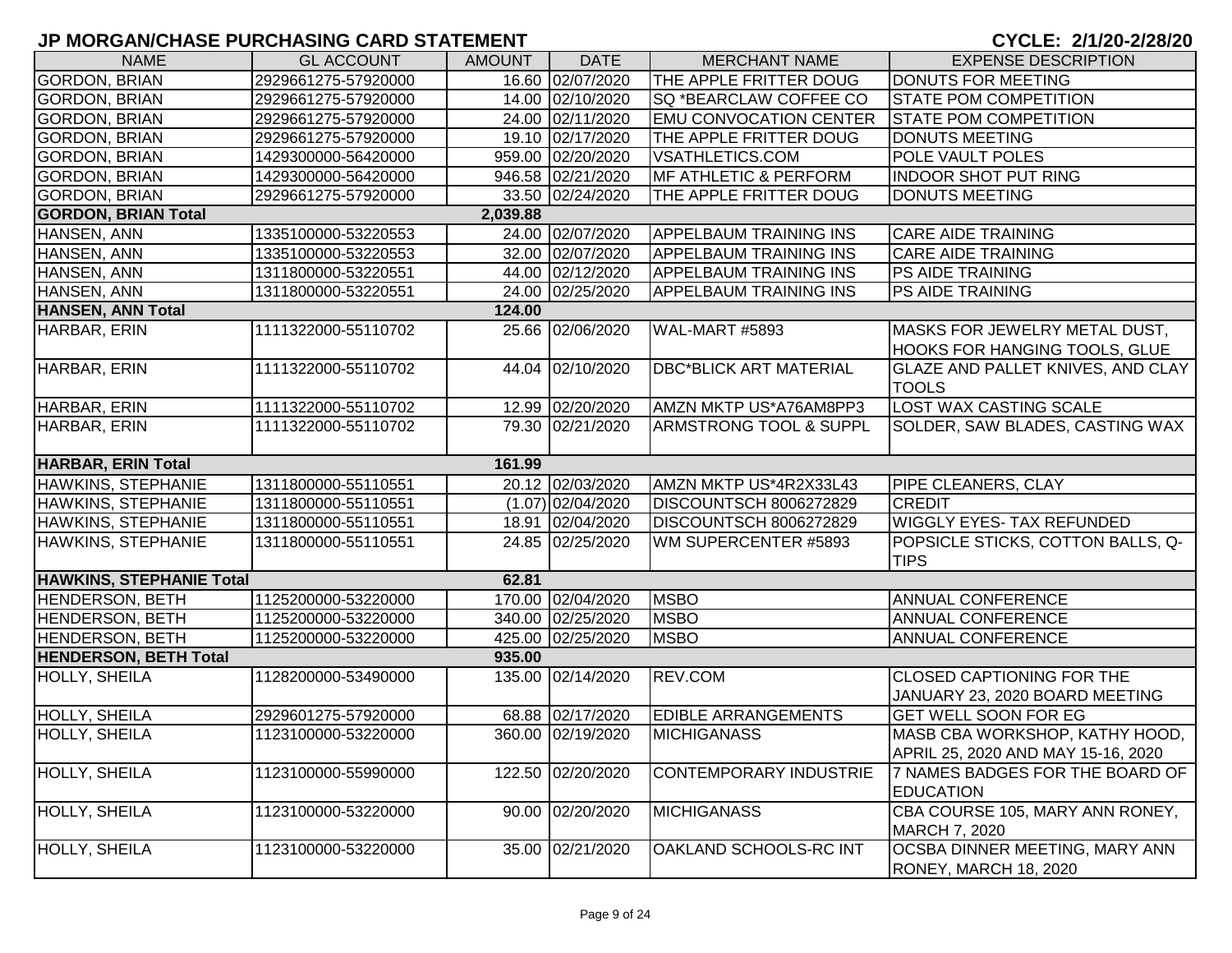# JP MORGAN/CHASE PURCHASING CARD STATEMENT

**CYCLE: 2/1/20-2/28/20**

| NAME | GL ACCOUNT | AMOUNT | DATE | MERCHANT NAME | EXPENSE DESCRIPTION |
|---|---|---|---|---|---|
| GORDON, BRIAN | 2929661275-57920000 | 16.60 | 02/07/2020 | THE APPLE FRITTER DOUG | DONUTS FOR MEETING |
| GORDON, BRIAN | 2929661275-57920000 | 14.00 | 02/10/2020 | SQ *BEARCLAW COFFEE CO | STATE POM COMPETITION |
| GORDON, BRIAN | 2929661275-57920000 | 24.00 | 02/11/2020 | EMU CONVOCATION CENTER | STATE POM COMPETITION |
| GORDON, BRIAN | 2929661275-57920000 | 19.10 | 02/17/2020 | THE APPLE FRITTER DOUG | DONUTS MEETING |
| GORDON, BRIAN | 1429300000-56420000 | 959.00 | 02/20/2020 | VSATHLETICS.COM | POLE VAULT POLES |
| GORDON, BRIAN | 1429300000-56420000 | 946.58 | 02/21/2020 | MF ATHLETIC & PERFORM | INDOOR SHOT PUT RING |
| GORDON, BRIAN | 2929661275-57920000 | 33.50 | 02/24/2020 | THE APPLE FRITTER DOUG | DONUTS MEETING |
| **GORDON, BRIAN Total** | | **2,039.88** | | | |
| HANSEN, ANN | 1335100000-53220553 | 24.00 | 02/07/2020 | APPELBAUM TRAINING INS | CARE AIDE TRAINING |
| HANSEN, ANN | 1335100000-53220553 | 32.00 | 02/07/2020 | APPELBAUM TRAINING INS | CARE AIDE TRAINING |
| HANSEN, ANN | 1311800000-53220551 | 44.00 | 02/12/2020 | APPELBAUM TRAINING INS | PS AIDE TRAINING |
| HANSEN, ANN | 1311800000-53220551 | 24.00 | 02/25/2020 | APPELBAUM TRAINING INS | PS AIDE TRAINING |
| **HANSEN, ANN Total** | | **124.00** | | | |
| HARBAR, ERIN | 1111322000-55110702 | 25.66 | 02/06/2020 | WAL-MART #5893 | MASKS FOR JEWELRY METAL DUST, HOOKS FOR HANGING TOOLS, GLUE |
| HARBAR, ERIN | 1111322000-55110702 | 44.04 | 02/10/2020 | DBC*BLICK ART MATERIAL | GLAZE AND PALLET KNIVES, AND CLAY TOOLS |
| HARBAR, ERIN | 1111322000-55110702 | 12.99 | 02/20/2020 | AMZN MKTP US*A76AM8PP3 | LOST WAX CASTING SCALE |
| HARBAR, ERIN | 1111322000-55110702 | 79.30 | 02/21/2020 | ARMSTRONG TOOL & SUPPL | SOLDER, SAW BLADES, CASTING WAX |
| **HARBAR, ERIN Total** | | **161.99** | | | |
| HAWKINS, STEPHANIE | 1311800000-55110551 | 20.12 | 02/03/2020 | AMZN MKTP US*4R2X33L43 | PIPE CLEANERS, CLAY |
| HAWKINS, STEPHANIE | 1311800000-55110551 | (1.07) | 02/04/2020 | DISCOUNTSCH 8006272829 | CREDIT |
| HAWKINS, STEPHANIE | 1311800000-55110551 | 18.91 | 02/04/2020 | DISCOUNTSCH 8006272829 | WIGGLY EYES- TAX REFUNDED |
| HAWKINS, STEPHANIE | 1311800000-55110551 | 24.85 | 02/25/2020 | WM SUPERCENTER #5893 | POPSICLE STICKS, COTTON BALLS, Q-TIPS |
| **HAWKINS, STEPHANIE Total** | | **62.81** | | | |
| HENDERSON, BETH | 1125200000-53220000 | 170.00 | 02/04/2020 | MSBO | ANNUAL CONFERENCE |
| HENDERSON, BETH | 1125200000-53220000 | 340.00 | 02/25/2020 | MSBO | ANNUAL CONFERENCE |
| HENDERSON, BETH | 1125200000-53220000 | 425.00 | 02/25/2020 | MSBO | ANNUAL CONFERENCE |
| **HENDERSON, BETH Total** | | **935.00** | | | |
| HOLLY, SHEILA | 1128200000-53490000 | 135.00 | 02/14/2020 | REV.COM | CLOSED CAPTIONING FOR THE JANUARY 23, 2020 BOARD MEETING |
| HOLLY, SHEILA | 2929601275-57920000 | 68.88 | 02/17/2020 | EDIBLE ARRANGEMENTS | GET WELL SOON FOR EG |
| HOLLY, SHEILA | 1123100000-53220000 | 360.00 | 02/19/2020 | MICHIGANASS | MASB CBA WORKSHOP, KATHY HOOD, APRIL 25, 2020 AND MAY 15-16, 2020 |
| HOLLY, SHEILA | 1123100000-55990000 | 122.50 | 02/20/2020 | CONTEMPORARY INDUSTRIE | 7 NAMES BADGES FOR THE BOARD OF EDUCATION |
| HOLLY, SHEILA | 1123100000-53220000 | 90.00 | 02/20/2020 | MICHIGANASS | CBA COURSE 105, MARY ANN RONEY, MARCH 7, 2020 |
| HOLLY, SHEILA | 1123100000-53220000 | 35.00 | 02/21/2020 | OAKLAND SCHOOLS-RC INT | OCSBA DINNER MEETING, MARY ANN RONEY, MARCH 18, 2020 |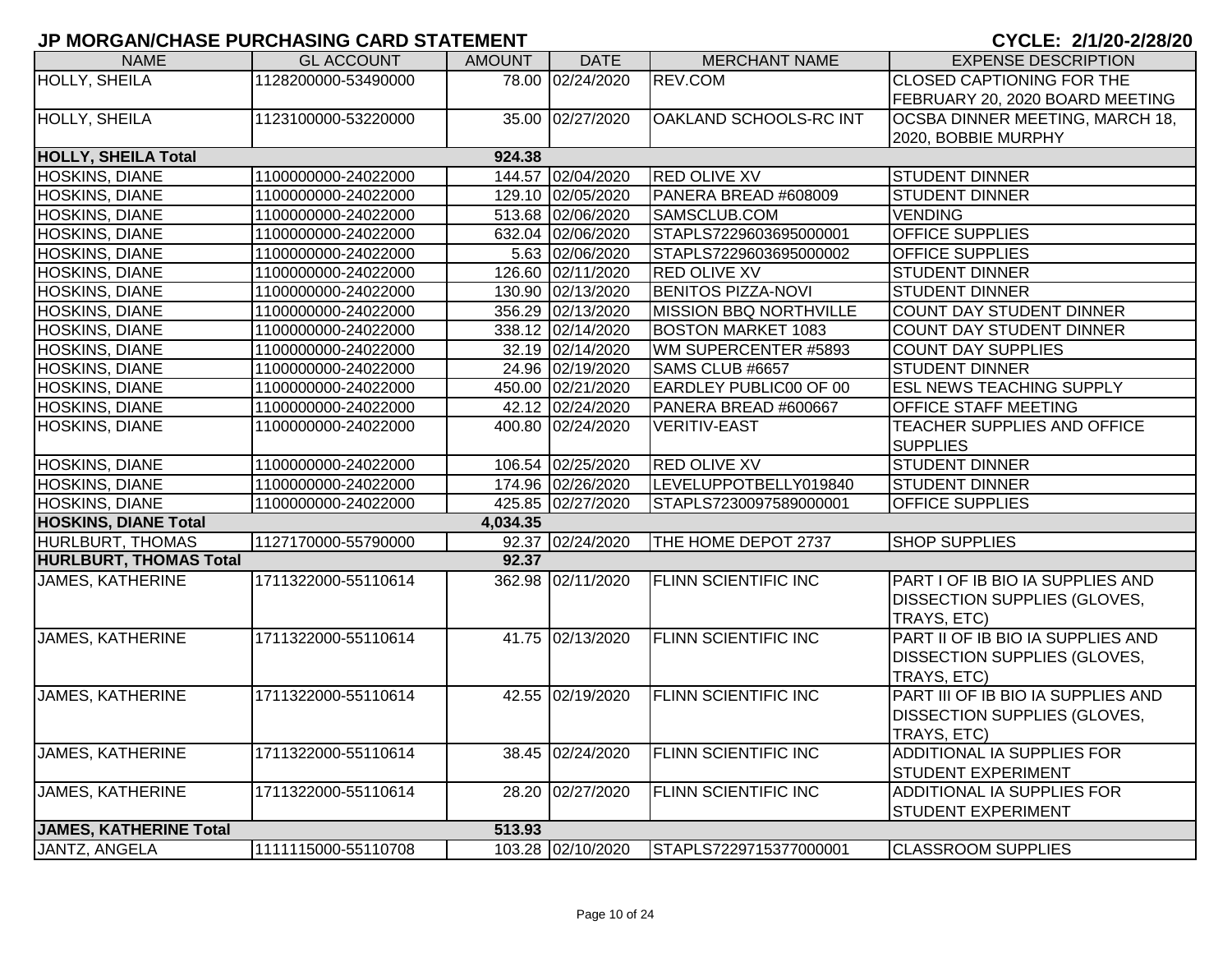# JP MORGAN/CHASE PURCHASING CARD STATEMENT

**CYCLE: 2/1/20-2/28/20**

| NAME | GL ACCOUNT | AMOUNT | DATE | MERCHANT NAME | EXPENSE DESCRIPTION |
|---|---|---|---|---|---|
| HOLLY, SHEILA | 1128200000-53490000 | 78.00 | 02/24/2020 | REV.COM | CLOSED CAPTIONING FOR THE FEBRUARY 20, 2020 BOARD MEETING |
| HOLLY, SHEILA | 1123100000-53220000 | 35.00 | 02/27/2020 | OAKLAND SCHOOLS-RC INT | OCSBA DINNER MEETING, MARCH 18, 2020, BOBBIE MURPHY |
| **HOLLY, SHEILA Total** | | **924.38** | | | |
| HOSKINS, DIANE | 1100000000-24022000 | 144.57 | 02/04/2020 | RED OLIVE XV | STUDENT DINNER |
| HOSKINS, DIANE | 1100000000-24022000 | 129.10 | 02/05/2020 | PANERA BREAD #608009 | STUDENT DINNER |
| HOSKINS, DIANE | 1100000000-24022000 | 513.68 | 02/06/2020 | SAMSCLUB.COM | VENDING |
| HOSKINS, DIANE | 1100000000-24022000 | 632.04 | 02/06/2020 | STAPLS7229603695000001 | OFFICE SUPPLIES |
| HOSKINS, DIANE | 1100000000-24022000 | 5.63 | 02/06/2020 | STAPLS7229603695000002 | OFFICE SUPPLIES |
| HOSKINS, DIANE | 1100000000-24022000 | 126.60 | 02/11/2020 | RED OLIVE XV | STUDENT DINNER |
| HOSKINS, DIANE | 1100000000-24022000 | 130.90 | 02/13/2020 | BENITOS PIZZA-NOVI | STUDENT DINNER |
| HOSKINS, DIANE | 1100000000-24022000 | 356.29 | 02/13/2020 | MISSION BBQ NORTHVILLE | COUNT DAY STUDENT DINNER |
| HOSKINS, DIANE | 1100000000-24022000 | 338.12 | 02/14/2020 | BOSTON MARKET 1083 | COUNT DAY STUDENT DINNER |
| HOSKINS, DIANE | 1100000000-24022000 | 32.19 | 02/14/2020 | WM SUPERCENTER #5893 | COUNT DAY SUPPLIES |
| HOSKINS, DIANE | 1100000000-24022000 | 24.96 | 02/19/2020 | SAMS CLUB #6657 | STUDENT DINNER |
| HOSKINS, DIANE | 1100000000-24022000 | 450.00 | 02/21/2020 | EARDLEY PUBLIC00 OF 00 | ESL NEWS TEACHING SUPPLY |
| HOSKINS, DIANE | 1100000000-24022000 | 42.12 | 02/24/2020 | PANERA BREAD #600667 | OFFICE STAFF MEETING |
| HOSKINS, DIANE | 1100000000-24022000 | 400.80 | 02/24/2020 | VERITIV-EAST | TEACHER SUPPLIES AND OFFICE SUPPLIES |
| HOSKINS, DIANE | 1100000000-24022000 | 106.54 | 02/25/2020 | RED OLIVE XV | STUDENT DINNER |
| HOSKINS, DIANE | 1100000000-24022000 | 174.96 | 02/26/2020 | LEVELUPPOTBELLY019840 | STUDENT DINNER |
| HOSKINS, DIANE | 1100000000-24022000 | 425.85 | 02/27/2020 | STAPLS7230097589000001 | OFFICE SUPPLIES |
| **HOSKINS, DIANE Total** | | **4,034.35** | | | |
| HURLBURT, THOMAS | 1127170000-55790000 | 92.37 | 02/24/2020 | THE HOME DEPOT 2737 | SHOP SUPPLIES |
| **HURLBURT, THOMAS Total** | | **92.37** | | | |
| JAMES, KATHERINE | 1711322000-55110614 | 362.98 | 02/11/2020 | FLINN SCIENTIFIC INC | PART I OF IB BIO IA SUPPLIES AND DISSECTION SUPPLIES (GLOVES, TRAYS, ETC) |
| JAMES, KATHERINE | 1711322000-55110614 | 41.75 | 02/13/2020 | FLINN SCIENTIFIC INC | PART II OF IB BIO IA SUPPLIES AND DISSECTION SUPPLIES (GLOVES, TRAYS, ETC) |
| JAMES, KATHERINE | 1711322000-55110614 | 42.55 | 02/19/2020 | FLINN SCIENTIFIC INC | PART III OF IB BIO IA SUPPLIES AND DISSECTION SUPPLIES (GLOVES, TRAYS, ETC) |
| JAMES, KATHERINE | 1711322000-55110614 | 38.45 | 02/24/2020 | FLINN SCIENTIFIC INC | ADDITIONAL IA SUPPLIES FOR STUDENT EXPERIMENT |
| JAMES, KATHERINE | 1711322000-55110614 | 28.20 | 02/27/2020 | FLINN SCIENTIFIC INC | ADDITIONAL IA SUPPLIES FOR STUDENT EXPERIMENT |
| **JAMES, KATHERINE Total** | | **513.93** | | | |
| JANTZ, ANGELA | 1111115000-55110708 | 103.28 | 02/10/2020 | STAPLS7229715377000001 | CLASSROOM SUPPLIES |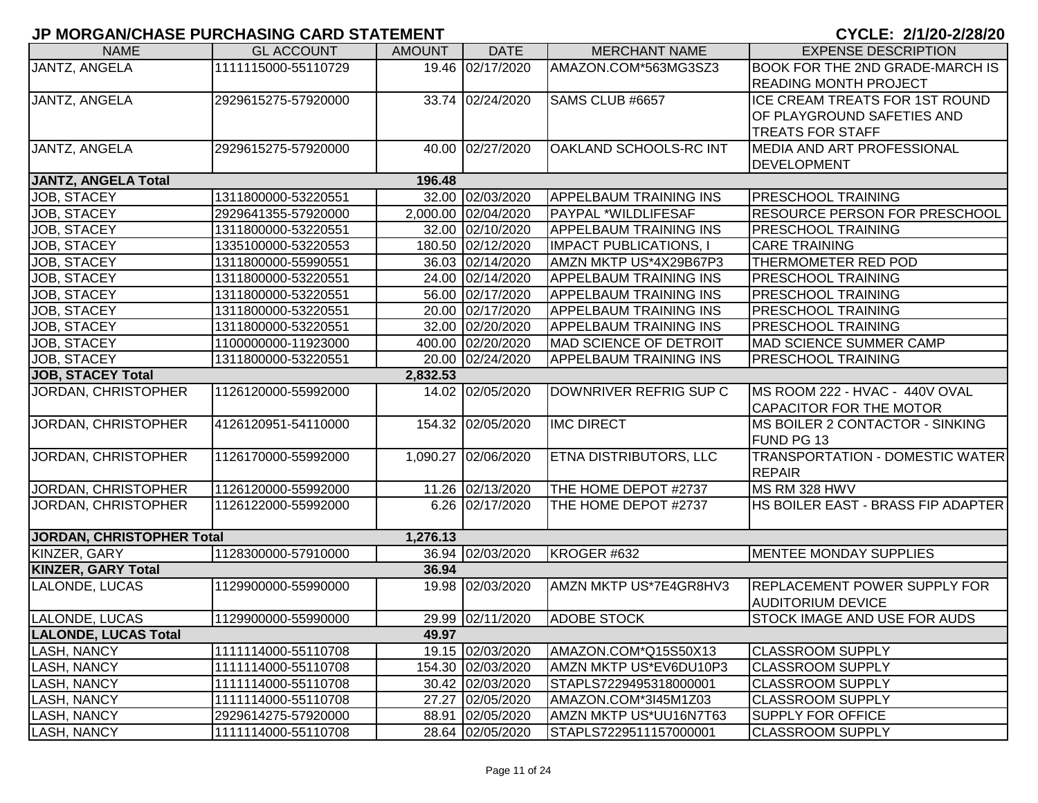# JP MORGAN/CHASE PURCHASING CARD STATEMENT

**CYCLE: 2/1/20-2/28/20**

| NAME | GL ACCOUNT | AMOUNT | DATE | MERCHANT NAME | EXPENSE DESCRIPTION |
|---|---|---|---|---|---|
| JANTZ, ANGELA | 1111115000-55110729 | 19.46 | 02/17/2020 | AMAZON.COM*563MG3SZ3 | BOOK FOR THE 2ND GRADE-MARCH IS READING MONTH PROJECT |
| JANTZ, ANGELA | 2929615275-57920000 | 33.74 | 02/24/2020 | SAMS CLUB #6657 | ICE CREAM TREATS FOR 1ST ROUND OF PLAYGROUND SAFETIES AND TREATS FOR STAFF |
| JANTZ, ANGELA | 2929615275-57920000 | 40.00 | 02/27/2020 | OAKLAND SCHOOLS-RC INT | MEDIA AND ART PROFESSIONAL DEVELOPMENT |
| **JANTZ, ANGELA Total** | | **196.48** | | | |
| JOB, STACEY | 1311800000-53220551 | 32.00 | 02/03/2020 | APPELBAUM TRAINING INS | PRESCHOOL TRAINING |
| JOB, STACEY | 2929641355-57920000 | 2,000.00 | 02/04/2020 | PAYPAL *WILDLIFESAF | RESOURCE PERSON FOR PRESCHOOL |
| JOB, STACEY | 1311800000-53220551 | 32.00 | 02/10/2020 | APPELBAUM TRAINING INS | PRESCHOOL TRAINING |
| JOB, STACEY | 1335100000-53220553 | 180.50 | 02/12/2020 | IMPACT PUBLICATIONS, I | CARE TRAINING |
| JOB, STACEY | 1311800000-55990551 | 36.03 | 02/14/2020 | AMZN MKTP US*4X29B67P3 | THERMOMETER RED POD |
| JOB, STACEY | 1311800000-53220551 | 24.00 | 02/14/2020 | APPELBAUM TRAINING INS | PRESCHOOL TRAINING |
| JOB, STACEY | 1311800000-53220551 | 56.00 | 02/17/2020 | APPELBAUM TRAINING INS | PRESCHOOL TRAINING |
| JOB, STACEY | 1311800000-53220551 | 20.00 | 02/17/2020 | APPELBAUM TRAINING INS | PRESCHOOL TRAINING |
| JOB, STACEY | 1311800000-53220551 | 32.00 | 02/20/2020 | APPELBAUM TRAINING INS | PRESCHOOL TRAINING |
| JOB, STACEY | 1100000000-11923000 | 400.00 | 02/20/2020 | MAD SCIENCE OF DETROIT | MAD SCIENCE SUMMER CAMP |
| JOB, STACEY | 1311800000-53220551 | 20.00 | 02/24/2020 | APPELBAUM TRAINING INS | PRESCHOOL TRAINING |
| **JOB, STACEY Total** | | **2,832.53** | | | |
| JORDAN, CHRISTOPHER | 1126120000-55992000 | 14.02 | 02/05/2020 | DOWNRIVER REFRIG SUP C | MS ROOM 222 - HVAC - 440V OVAL CAPACITOR FOR THE MOTOR |
| JORDAN, CHRISTOPHER | 4126120951-54110000 | 154.32 | 02/05/2020 | IMC DIRECT | MS BOILER 2 CONTACTOR - SINKING FUND PG 13 |
| JORDAN, CHRISTOPHER | 1126170000-55992000 | 1,090.27 | 02/06/2020 | ETNA DISTRIBUTORS, LLC | TRANSPORTATION - DOMESTIC WATER REPAIR |
| JORDAN, CHRISTOPHER | 1126120000-55992000 | 11.26 | 02/13/2020 | THE HOME DEPOT #2737 | MS RM 328 HWV |
| JORDAN, CHRISTOPHER | 1126122000-55992000 | 6.26 | 02/17/2020 | THE HOME DEPOT #2737 | HS BOILER EAST - BRASS FIP ADAPTER |
| **JORDAN, CHRISTOPHER Total** | | **1,276.13** | | | |
| KINZER, GARY | 1128300000-57910000 | 36.94 | 02/03/2020 | KROGER #632 | MENTEE MONDAY SUPPLIES |
| **KINZER, GARY Total** | | **36.94** | | | |
| LALONDE, LUCAS | 1129900000-55990000 | 19.98 | 02/03/2020 | AMZN MKTP US*7E4GR8HV3 | REPLACEMENT POWER SUPPLY FOR AUDITORIUM DEVICE |
| LALONDE, LUCAS | 1129900000-55990000 | 29.99 | 02/11/2020 | ADOBE STOCK | STOCK IMAGE AND USE FOR AUDS |
| **LALONDE, LUCAS Total** | | **49.97** | | | |
| LASH, NANCY | 1111114000-55110708 | 19.15 | 02/03/2020 | AMAZON.COM*Q15S50X13 | CLASSROOM SUPPLY |
| LASH, NANCY | 1111114000-55110708 | 154.30 | 02/03/2020 | AMZN MKTP US*EV6DU10P3 | CLASSROOM SUPPLY |
| LASH, NANCY | 1111114000-55110708 | 30.42 | 02/03/2020 | STAPLS7229495318000001 | CLASSROOM SUPPLY |
| LASH, NANCY | 1111114000-55110708 | 27.27 | 02/05/2020 | AMAZON.COM*3I45M1Z03 | CLASSROOM SUPPLY |
| LASH, NANCY | 2929614275-57920000 | 88.91 | 02/05/2020 | AMZN MKTP US*UU16N7T63 | SUPPLY FOR OFFICE |
| LASH, NANCY | 1111114000-55110708 | 28.64 | 02/05/2020 | STAPLS7229511157000001 | CLASSROOM SUPPLY |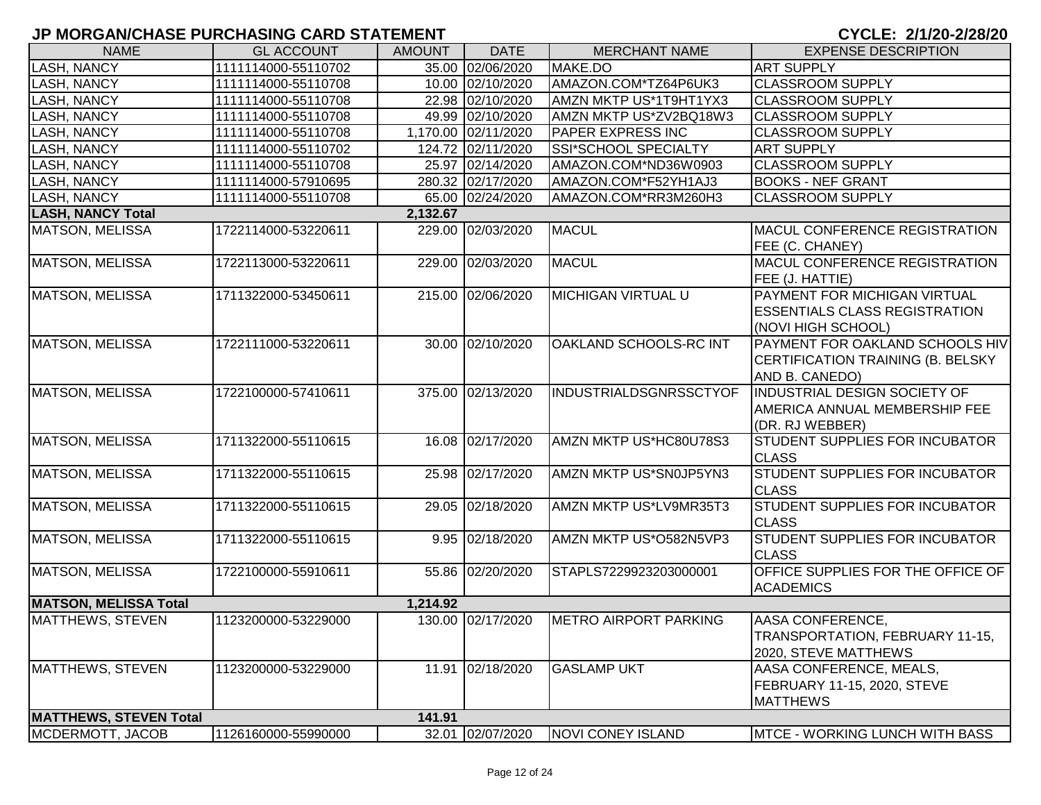# JP MORGAN/CHASE PURCHASING CARD STATEMENT

**CYCLE: 2/1/20-2/28/20**

| NAME | GL ACCOUNT | AMOUNT | DATE | MERCHANT NAME | EXPENSE DESCRIPTION |
|---|---|---|---|---|---|
| LASH, NANCY | 1111114000-55110702 | 35.00 | 02/06/2020 | MAKE.DO | ART SUPPLY |
| LASH, NANCY | 1111114000-55110708 | 10.00 | 02/10/2020 | AMAZON.COM*TZ64P6UK3 | CLASSROOM SUPPLY |
| LASH, NANCY | 1111114000-55110708 | 22.98 | 02/10/2020 | AMZN MKTP US*1T9HT1YX3 | CLASSROOM SUPPLY |
| LASH, NANCY | 1111114000-55110708 | 49.99 | 02/10/2020 | AMZN MKTP US*ZV2BQ18W3 | CLASSROOM SUPPLY |
| LASH, NANCY | 1111114000-55110708 | 1,170.00 | 02/11/2020 | PAPER EXPRESS INC | CLASSROOM SUPPLY |
| LASH, NANCY | 1111114000-55110702 | 124.72 | 02/11/2020 | SSI*SCHOOL SPECIALTY | ART SUPPLY |
| LASH, NANCY | 1111114000-55110708 | 25.97 | 02/14/2020 | AMAZON.COM*ND36W0903 | CLASSROOM SUPPLY |
| LASH, NANCY | 1111114000-57910695 | 280.32 | 02/17/2020 | AMAZON.COM*F52YH1AJ3 | BOOKS - NEF GRANT |
| LASH, NANCY | 1111114000-55110708 | 65.00 | 02/24/2020 | AMAZON.COM*RR3M260H3 | CLASSROOM SUPPLY |
| **LASH, NANCY Total** | | **2,132.67** | | | |
| MATSON, MELISSA | 1722114000-53220611 | 229.00 | 02/03/2020 | MACUL | MACUL CONFERENCE REGISTRATION FEE (C. CHANEY) |
| MATSON, MELISSA | 1722113000-53220611 | 229.00 | 02/03/2020 | MACUL | MACUL CONFERENCE REGISTRATION FEE (J. HATTIE) |
| MATSON, MELISSA | 1711322000-53450611 | 215.00 | 02/06/2020 | MICHIGAN VIRTUAL U | PAYMENT FOR MICHIGAN VIRTUAL ESSENTIALS CLASS REGISTRATION (NOVI HIGH SCHOOL) |
| MATSON, MELISSA | 1722111000-53220611 | 30.00 | 02/10/2020 | OAKLAND SCHOOLS-RC INT | PAYMENT FOR OAKLAND SCHOOLS HIV CERTIFICATION TRAINING (B. BELSKY AND B. CANEDO) |
| MATSON, MELISSA | 1722100000-57410611 | 375.00 | 02/13/2020 | INDUSTRIALDSGNRSSCTYOF | INDUSTRIAL DESIGN SOCIETY OF AMERICA ANNUAL MEMBERSHIP FEE (DR. RJ WEBBER) |
| MATSON, MELISSA | 1711322000-55110615 | 16.08 | 02/17/2020 | AMZN MKTP US*HC80U78S3 | STUDENT SUPPLIES FOR INCUBATOR CLASS |
| MATSON, MELISSA | 1711322000-55110615 | 25.98 | 02/17/2020 | AMZN MKTP US*SN0JP5YN3 | STUDENT SUPPLIES FOR INCUBATOR CLASS |
| MATSON, MELISSA | 1711322000-55110615 | 29.05 | 02/18/2020 | AMZN MKTP US*LV9MR35T3 | STUDENT SUPPLIES FOR INCUBATOR CLASS |
| MATSON, MELISSA | 1711322000-55110615 | 9.95 | 02/18/2020 | AMZN MKTP US*O582N5VP3 | STUDENT SUPPLIES FOR INCUBATOR CLASS |
| MATSON, MELISSA | 1722100000-55910611 | 55.86 | 02/20/2020 | STAPLS7229923203000001 | OFFICE SUPPLIES FOR THE OFFICE OF ACADEMICS |
| **MATSON, MELISSA Total** | | **1,214.92** | | | |
| MATTHEWS, STEVEN | 1123200000-53229000 | 130.00 | 02/17/2020 | METRO AIRPORT PARKING | AASA CONFERENCE, TRANSPORTATION, FEBRUARY 11-15, 2020, STEVE MATTHEWS |
| MATTHEWS, STEVEN | 1123200000-53229000 | 11.91 | 02/18/2020 | GASLAMP UKT | AASA CONFERENCE, MEALS, FEBRUARY 11-15, 2020, STEVE MATTHEWS |
| **MATTHEWS, STEVEN Total** | | **141.91** | | | |
| MCDERMOTT, JACOB | 1126160000-55990000 | 32.01 | 02/07/2020 | NOVI CONEY ISLAND | MTCE - WORKING LUNCH WITH BASS |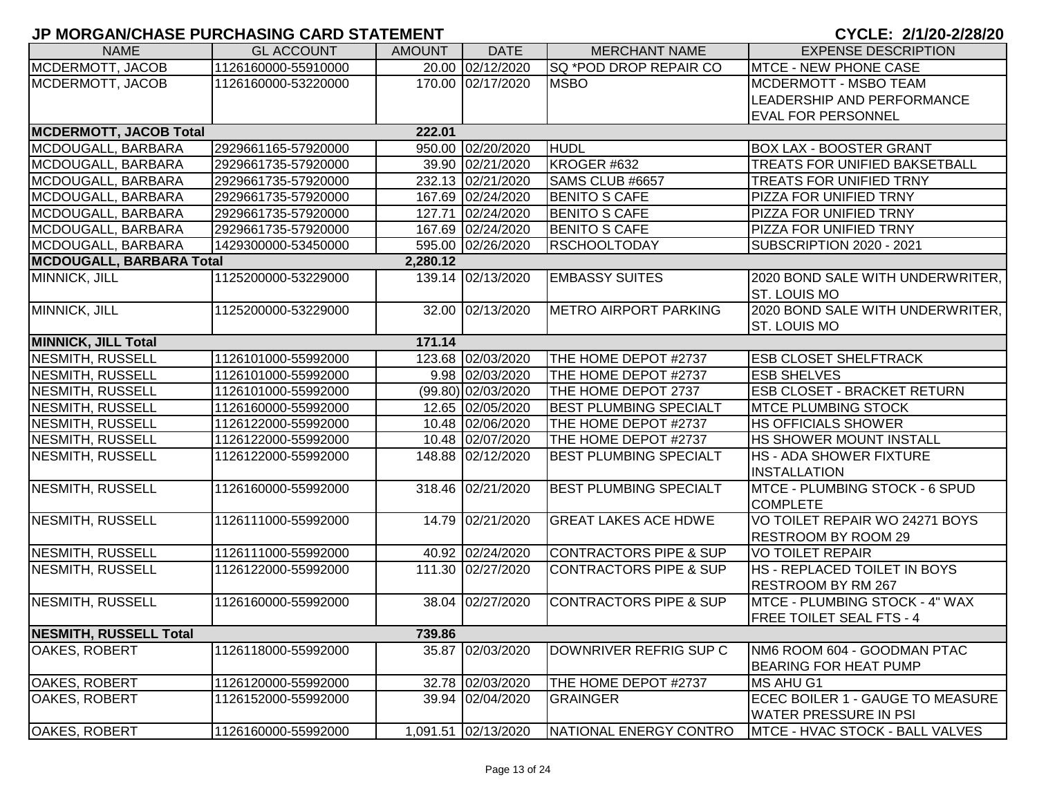# JP MORGAN/CHASE PURCHASING CARD STATEMENT

**CYCLE: 2/1/20-2/28/20**

| NAME | GL ACCOUNT | AMOUNT | DATE | MERCHANT NAME | EXPENSE DESCRIPTION |
|---|---|---|---|---|---|
| MCDERMOTT, JACOB | 1126160000-55910000 | 20.00 | 02/12/2020 | SQ *POD DROP REPAIR CO | MTCE - NEW PHONE CASE |
| MCDERMOTT, JACOB | 1126160000-53220000 | 170.00 | 02/17/2020 | MSBO | MCDERMOTT - MSBO TEAM LEADERSHIP AND PERFORMANCE EVAL FOR PERSONNEL |
| **MCDERMOTT, JACOB Total** | | **222.01** | | | |
| MCDOUGALL, BARBARA | 2929661165-57920000 | 950.00 | 02/20/2020 | HUDL | BOX LAX - BOOSTER GRANT |
| MCDOUGALL, BARBARA | 2929661735-57920000 | 39.90 | 02/21/2020 | KROGER #632 | TREATS FOR UNIFIED BAKSETBALL |
| MCDOUGALL, BARBARA | 2929661735-57920000 | 232.13 | 02/21/2020 | SAMS CLUB #6657 | TREATS FOR UNIFIED TRNY |
| MCDOUGALL, BARBARA | 2929661735-57920000 | 167.69 | 02/24/2020 | BENITO S CAFE | PIZZA FOR UNIFIED TRNY |
| MCDOUGALL, BARBARA | 2929661735-57920000 | 127.71 | 02/24/2020 | BENITO S CAFE | PIZZA FOR UNIFIED TRNY |
| MCDOUGALL, BARBARA | 2929661735-57920000 | 167.69 | 02/24/2020 | BENITO S CAFE | PIZZA FOR UNIFIED TRNY |
| MCDOUGALL, BARBARA | 1429300000-53450000 | 595.00 | 02/26/2020 | RSCHOOLTODAY | SUBSCRIPTION 2020 - 2021 |
| **MCDOUGALL, BARBARA Total** | | **2,280.12** | | | |
| MINNICK, JILL | 1125200000-53229000 | 139.14 | 02/13/2020 | EMBASSY SUITES | 2020 BOND SALE WITH UNDERWRITER, ST. LOUIS MO |
| MINNICK, JILL | 1125200000-53229000 | 32.00 | 02/13/2020 | METRO AIRPORT PARKING | 2020 BOND SALE WITH UNDERWRITER, ST. LOUIS MO |
| **MINNICK, JILL Total** | | **171.14** | | | |
| NESMITH, RUSSELL | 1126101000-55992000 | 123.68 | 02/03/2020 | THE HOME DEPOT #2737 | ESB CLOSET SHELFTRACK |
| NESMITH, RUSSELL | 1126101000-55992000 | 9.98 | 02/03/2020 | THE HOME DEPOT #2737 | ESB SHELVES |
| NESMITH, RUSSELL | 1126101000-55992000 | (99.80) | 02/03/2020 | THE HOME DEPOT 2737 | ESB CLOSET - BRACKET RETURN |
| NESMITH, RUSSELL | 1126160000-55992000 | 12.65 | 02/05/2020 | BEST PLUMBING SPECIALT | MTCE PLUMBING STOCK |
| NESMITH, RUSSELL | 1126122000-55992000 | 10.48 | 02/06/2020 | THE HOME DEPOT #2737 | HS OFFICIALS SHOWER |
| NESMITH, RUSSELL | 1126122000-55992000 | 10.48 | 02/07/2020 | THE HOME DEPOT #2737 | HS SHOWER MOUNT INSTALL |
| NESMITH, RUSSELL | 1126122000-55992000 | 148.88 | 02/12/2020 | BEST PLUMBING SPECIALT | HS - ADA SHOWER FIXTURE INSTALLATION |
| NESMITH, RUSSELL | 1126160000-55992000 | 318.46 | 02/21/2020 | BEST PLUMBING SPECIALT | MTCE - PLUMBING STOCK - 6 SPUD COMPLETE |
| NESMITH, RUSSELL | 1126111000-55992000 | 14.79 | 02/21/2020 | GREAT LAKES ACE HDWE | VO TOILET REPAIR WO 24271 BOYS RESTROOM BY ROOM 29 |
| NESMITH, RUSSELL | 1126111000-55992000 | 40.92 | 02/24/2020 | CONTRACTORS PIPE & SUP | VO TOILET REPAIR |
| NESMITH, RUSSELL | 1126122000-55992000 | 111.30 | 02/27/2020 | CONTRACTORS PIPE & SUP | HS - REPLACED TOILET IN BOYS RESTROOM BY RM 267 |
| NESMITH, RUSSELL | 1126160000-55992000 | 38.04 | 02/27/2020 | CONTRACTORS PIPE & SUP | MTCE - PLUMBING STOCK - 4" WAX FREE TOILET SEAL FTS - 4 |
| **NESMITH, RUSSELL Total** | | **739.86** | | | |
| OAKES, ROBERT | 1126118000-55992000 | 35.87 | 02/03/2020 | DOWNRIVER REFRIG SUP C | NM6 ROOM 604 - GOODMAN PTAC BEARING FOR HEAT PUMP |
| OAKES, ROBERT | 1126120000-55992000 | 32.78 | 02/03/2020 | THE HOME DEPOT #2737 | MS AHU G1 |
| OAKES, ROBERT | 1126152000-55992000 | 39.94 | 02/04/2020 | GRAINGER | ECEC BOILER 1 - GAUGE TO MEASURE WATER PRESSURE IN PSI |
| OAKES, ROBERT | 1126160000-55992000 | 1,091.51 | 02/13/2020 | NATIONAL ENERGY CONTRO | MTCE - HVAC STOCK - BALL VALVES |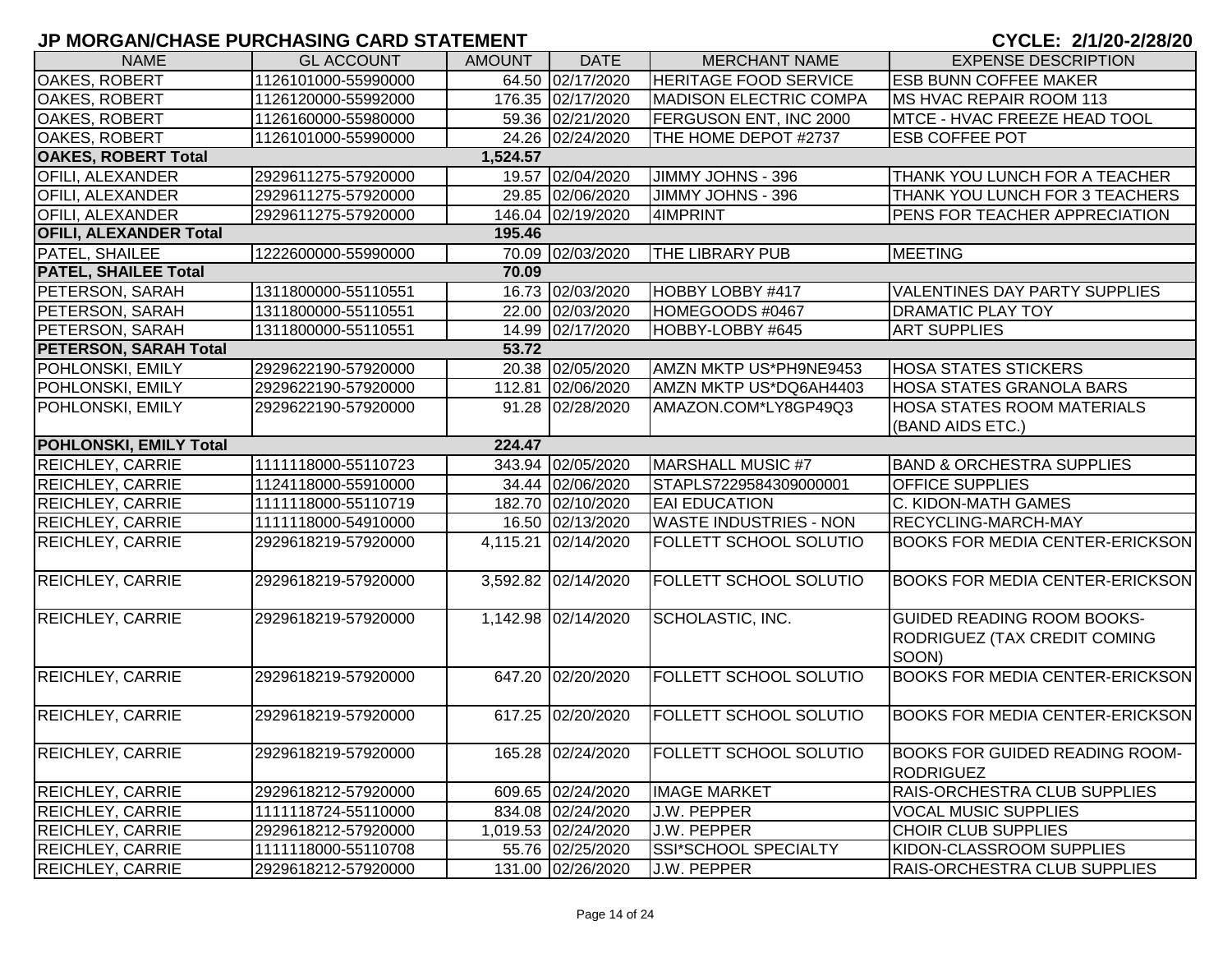# JP MORGAN/CHASE PURCHASING CARD STATEMENT

**CYCLE: 2/1/20-2/28/20**

| NAME | GL ACCOUNT | AMOUNT | DATE | MERCHANT NAME | EXPENSE DESCRIPTION |
|---|---|---|---|---|---|
| OAKES, ROBERT | 1126101000-55990000 | 64.50 | 02/17/2020 | HERITAGE FOOD SERVICE | ESB BUNN COFFEE MAKER |
| OAKES, ROBERT | 1126120000-55992000 | 176.35 | 02/17/2020 | MADISON ELECTRIC COMPA | MS HVAC REPAIR ROOM 113 |
| OAKES, ROBERT | 1126160000-55980000 | 59.36 | 02/21/2020 | FERGUSON ENT, INC 2000 | MTCE - HVAC FREEZE HEAD TOOL |
| OAKES, ROBERT | 1126101000-55990000 | 24.26 | 02/24/2020 | THE HOME DEPOT #2737 | ESB COFFEE POT |
| **OAKES, ROBERT Total** | | **1,524.57** | | | |
| OFILI, ALEXANDER | 2929611275-57920000 | 19.57 | 02/04/2020 | JIMMY JOHNS - 396 | THANK YOU LUNCH FOR A TEACHER |
| OFILI, ALEXANDER | 2929611275-57920000 | 29.85 | 02/06/2020 | JIMMY JOHNS - 396 | THANK YOU LUNCH FOR 3 TEACHERS |
| OFILI, ALEXANDER | 2929611275-57920000 | 146.04 | 02/19/2020 | 4IMPRINT | PENS FOR TEACHER APPRECIATION |
| **OFILI, ALEXANDER Total** | | **195.46** | | | |
| PATEL, SHAILEE | 1222600000-55990000 | 70.09 | 02/03/2020 | THE LIBRARY PUB | MEETING |
| **PATEL, SHAILEE Total** | | **70.09** | | | |
| PETERSON, SARAH | 1311800000-55110551 | 16.73 | 02/03/2020 | HOBBY LOBBY #417 | VALENTINES DAY PARTY SUPPLIES |
| PETERSON, SARAH | 1311800000-55110551 | 22.00 | 02/03/2020 | HOMEGOODS #0467 | DRAMATIC PLAY TOY |
| PETERSON, SARAH | 1311800000-55110551 | 14.99 | 02/17/2020 | HOBBY-LOBBY #645 | ART SUPPLIES |
| **PETERSON, SARAH Total** | | **53.72** | | | |
| POHLONSKI, EMILY | 2929622190-57920000 | 20.38 | 02/05/2020 | AMZN MKTP US*PH9NE9453 | HOSA STATES STICKERS |
| POHLONSKI, EMILY | 2929622190-57920000 | 112.81 | 02/06/2020 | AMZN MKTP US*DQ6AH4403 | HOSA STATES GRANOLA BARS |
| POHLONSKI, EMILY | 2929622190-57920000 | 91.28 | 02/28/2020 | AMAZON.COM*LY8GP49Q3 | HOSA STATES ROOM MATERIALS (BAND AIDS ETC.) |
| **POHLONSKI, EMILY Total** | | **224.47** | | | |
| REICHLEY, CARRIE | 1111118000-55110723 | 343.94 | 02/05/2020 | MARSHALL MUSIC #7 | BAND & ORCHESTRA SUPPLIES |
| REICHLEY, CARRIE | 1124118000-55910000 | 34.44 | 02/06/2020 | STAPLS7229584309000001 | OFFICE SUPPLIES |
| REICHLEY, CARRIE | 1111118000-55110719 | 182.70 | 02/10/2020 | EAI EDUCATION | C. KIDON-MATH GAMES |
| REICHLEY, CARRIE | 1111118000-54910000 | 16.50 | 02/13/2020 | WASTE INDUSTRIES - NON | RECYCLING-MARCH-MAY |
| REICHLEY, CARRIE | 2929618219-57920000 | 4,115.21 | 02/14/2020 | FOLLETT SCHOOL SOLUTIO | BOOKS FOR MEDIA CENTER-ERICKSON |
| REICHLEY, CARRIE | 2929618219-57920000 | 3,592.82 | 02/14/2020 | FOLLETT SCHOOL SOLUTIO | BOOKS FOR MEDIA CENTER-ERICKSON |
| REICHLEY, CARRIE | 2929618219-57920000 | 1,142.98 | 02/14/2020 | SCHOLASTIC, INC. | GUIDED READING ROOM BOOKS-RODRIGUEZ (TAX CREDIT COMING SOON) |
| REICHLEY, CARRIE | 2929618219-57920000 | 647.20 | 02/20/2020 | FOLLETT SCHOOL SOLUTIO | BOOKS FOR MEDIA CENTER-ERICKSON |
| REICHLEY, CARRIE | 2929618219-57920000 | 617.25 | 02/20/2020 | FOLLETT SCHOOL SOLUTIO | BOOKS FOR MEDIA CENTER-ERICKSON |
| REICHLEY, CARRIE | 2929618219-57920000 | 165.28 | 02/24/2020 | FOLLETT SCHOOL SOLUTIO | BOOKS FOR GUIDED READING ROOM-RODRIGUEZ |
| REICHLEY, CARRIE | 2929618212-57920000 | 609.65 | 02/24/2020 | IMAGE MARKET | RAIS-ORCHESTRA CLUB SUPPLIES |
| REICHLEY, CARRIE | 1111118724-55110000 | 834.08 | 02/24/2020 | J.W. PEPPER | VOCAL MUSIC SUPPLIES |
| REICHLEY, CARRIE | 2929618212-57920000 | 1,019.53 | 02/24/2020 | J.W. PEPPER | CHOIR CLUB SUPPLIES |
| REICHLEY, CARRIE | 1111118000-55110708 | 55.76 | 02/25/2020 | SSI*SCHOOL SPECIALTY | KIDON-CLASSROOM SUPPLIES |
| REICHLEY, CARRIE | 2929618212-57920000 | 131.00 | 02/26/2020 | J.W. PEPPER | RAIS-ORCHESTRA CLUB SUPPLIES |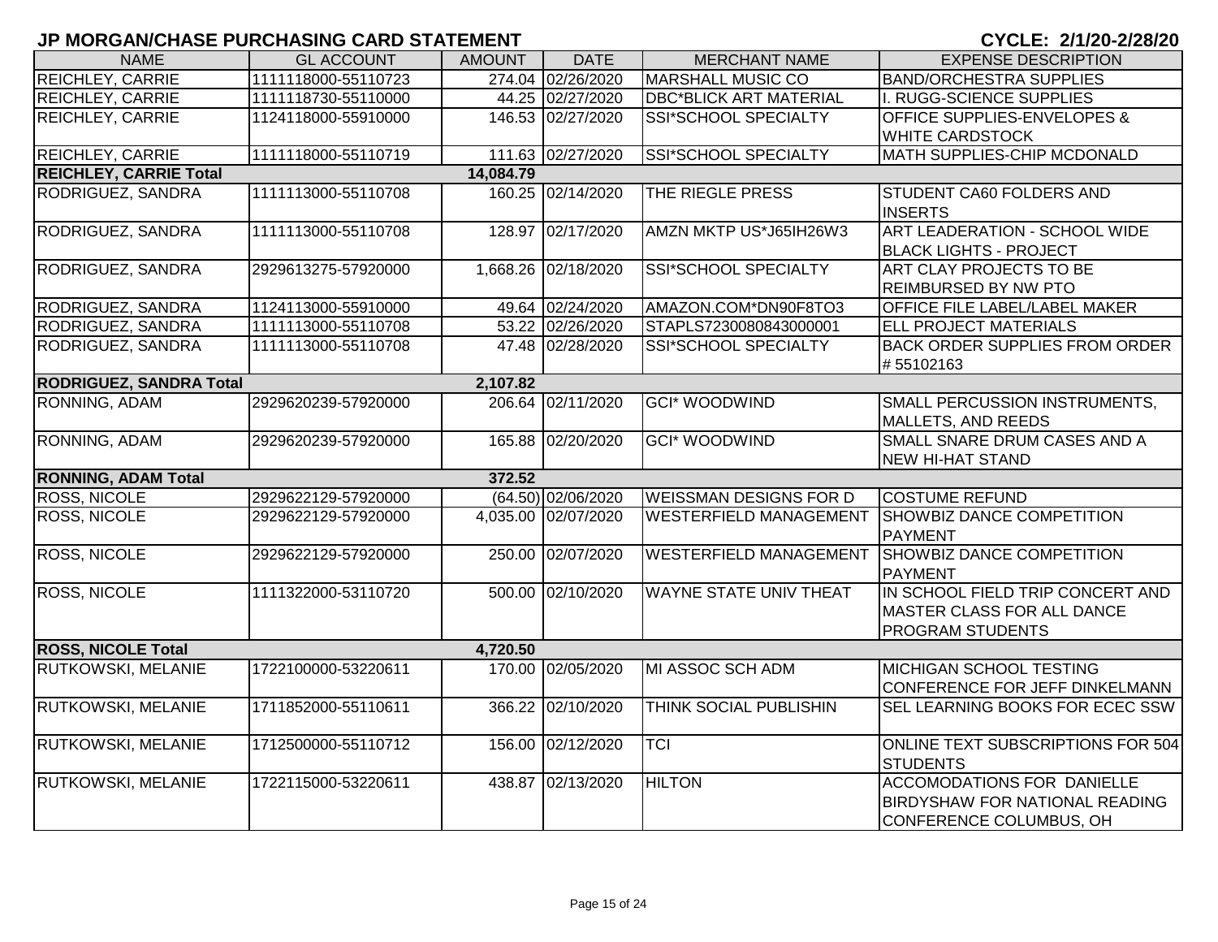## JP MORGAN/CHASE PURCHASING CARD STATEMENT

**CYCLE: 2/1/20-2/28/20**

| NAME | GL ACCOUNT | AMOUNT | DATE | MERCHANT NAME | EXPENSE DESCRIPTION |
|---|---|---|---|---|---|
| REICHLEY, CARRIE | 1111118000-55110723 | 274.04 | 02/26/2020 | MARSHALL MUSIC CO | BAND/ORCHESTRA SUPPLIES |
| REICHLEY, CARRIE | 1111118730-55110000 | 44.25 | 02/27/2020 | DBC*BLICK ART MATERIAL | I. RUGG-SCIENCE SUPPLIES |
| REICHLEY, CARRIE | 1124118000-55910000 | 146.53 | 02/27/2020 | SSI*SCHOOL SPECIALTY | OFFICE SUPPLIES-ENVELOPES & WHITE CARDSTOCK |
| REICHLEY, CARRIE | 1111118000-55110719 | 111.63 | 02/27/2020 | SSI*SCHOOL SPECIALTY | MATH SUPPLIES-CHIP MCDONALD |
| **REICHLEY, CARRIE Total** | | **14,084.79** | | | |
| RODRIGUEZ, SANDRA | 1111113000-55110708 | 160.25 | 02/14/2020 | THE RIEGLE PRESS | STUDENT CA60 FOLDERS AND INSERTS |
| RODRIGUEZ, SANDRA | 1111113000-55110708 | 128.97 | 02/17/2020 | AMZN MKTP US*J65IH26W3 | ART LEADERATION - SCHOOL WIDE BLACK LIGHTS - PROJECT |
| RODRIGUEZ, SANDRA | 2929613275-57920000 | 1,668.26 | 02/18/2020 | SSI*SCHOOL SPECIALTY | ART CLAY PROJECTS TO BE REIMBURSED BY NW PTO |
| RODRIGUEZ, SANDRA | 1124113000-55910000 | 49.64 | 02/24/2020 | AMAZON.COM*DN90F8TO3 | OFFICE FILE LABEL/LABEL MAKER |
| RODRIGUEZ, SANDRA | 1111113000-55110708 | 53.22 | 02/26/2020 | STAPLS7230080843000001 | ELL PROJECT MATERIALS |
| RODRIGUEZ, SANDRA | 1111113000-55110708 | 47.48 | 02/28/2020 | SSI*SCHOOL SPECIALTY | BACK ORDER SUPPLIES FROM ORDER # 55102163 |
| **RODRIGUEZ, SANDRA Total** | | **2,107.82** | | | |
| RONNING, ADAM | 2929620239-57920000 | 206.64 | 02/11/2020 | GCI* WOODWIND | SMALL PERCUSSION INSTRUMENTS, MALLETS, AND REEDS |
| RONNING, ADAM | 2929620239-57920000 | 165.88 | 02/20/2020 | GCI* WOODWIND | SMALL SNARE DRUM CASES AND A NEW HI-HAT STAND |
| **RONNING, ADAM Total** | | **372.52** | | | |
| ROSS, NICOLE | 2929622129-57920000 | (64.50) | 02/06/2020 | WEISSMAN DESIGNS FOR D | COSTUME REFUND |
| ROSS, NICOLE | 2929622129-57920000 | 4,035.00 | 02/07/2020 | WESTERFIELD MANAGEMENT | SHOWBIZ DANCE COMPETITION PAYMENT |
| ROSS, NICOLE | 2929622129-57920000 | 250.00 | 02/07/2020 | WESTERFIELD MANAGEMENT | SHOWBIZ DANCE COMPETITION PAYMENT |
| ROSS, NICOLE | 1111322000-53110720 | 500.00 | 02/10/2020 | WAYNE STATE UNIV THEAT | IN SCHOOL FIELD TRIP CONCERT AND MASTER CLASS FOR ALL DANCE PROGRAM STUDENTS |
| **ROSS, NICOLE Total** | | **4,720.50** | | | |
| RUTKOWSKI, MELANIE | 1722100000-53220611 | 170.00 | 02/05/2020 | MI ASSOC SCH ADM | MICHIGAN SCHOOL TESTING CONFERENCE FOR JEFF DINKELMANN |
| RUTKOWSKI, MELANIE | 1711852000-55110611 | 366.22 | 02/10/2020 | THINK SOCIAL PUBLISHIN | SEL LEARNING BOOKS FOR ECEC SSW |
| RUTKOWSKI, MELANIE | 1712500000-55110712 | 156.00 | 02/12/2020 | TCI | ONLINE TEXT SUBSCRIPTIONS FOR 504 STUDENTS |
| RUTKOWSKI, MELANIE | 1722115000-53220611 | 438.87 | 02/13/2020 | HILTON | ACCOMODATIONS FOR DANIELLE BIRDYSHAW FOR NATIONAL READING CONFERENCE COLUMBUS, OH |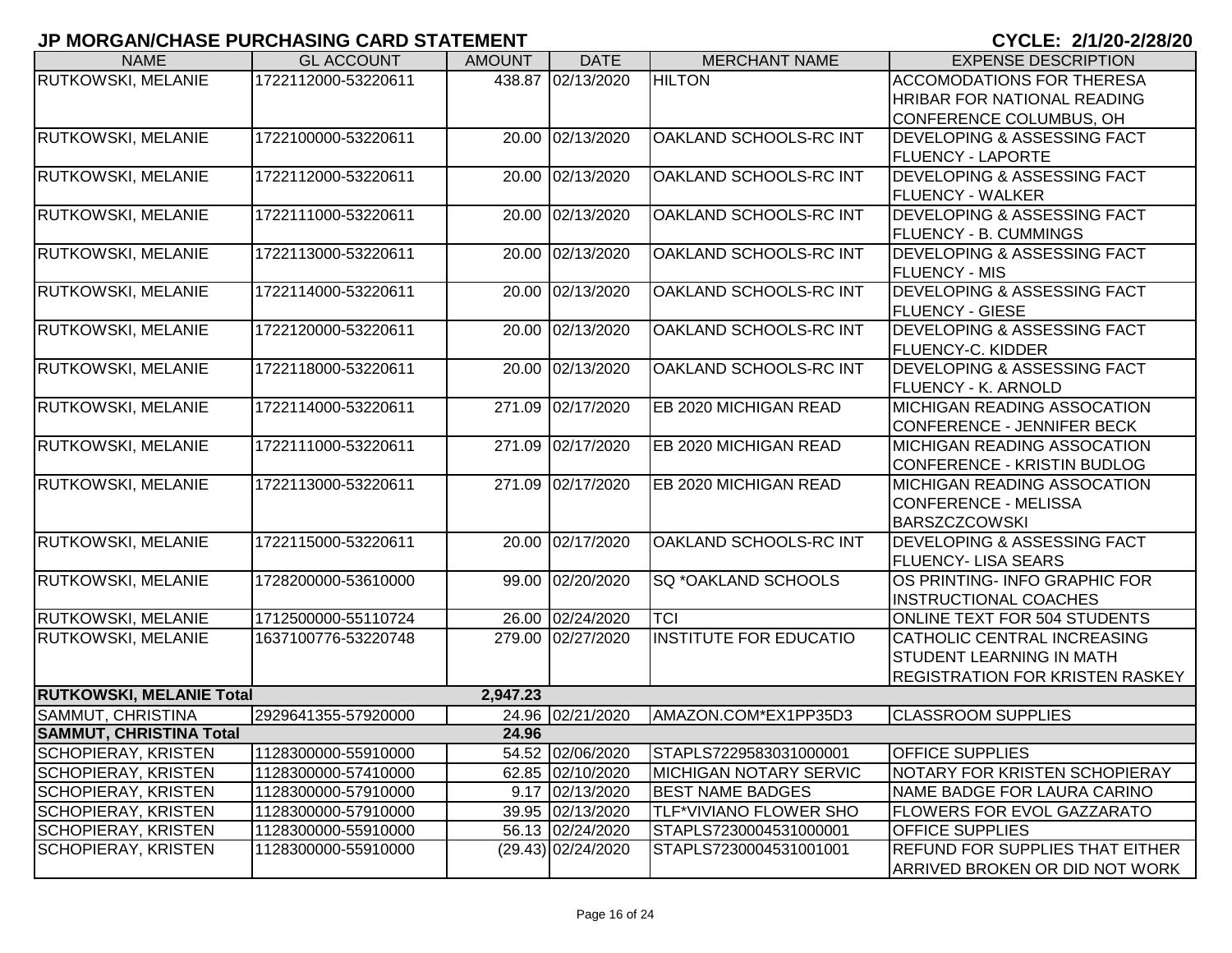# JP MORGAN/CHASE PURCHASING CARD STATEMENT

**CYCLE: 2/1/20-2/28/20**

| NAME | GL ACCOUNT | AMOUNT | DATE | MERCHANT NAME | EXPENSE DESCRIPTION |
|---|---|---|---|---|---|
| RUTKOWSKI, MELANIE | 1722112000-53220611 | 438.87 | 02/13/2020 | HILTON | ACCOMODATIONS FOR THERESA HRIBAR FOR NATIONAL READING CONFERENCE COLUMBUS, OH |
| RUTKOWSKI, MELANIE | 1722100000-53220611 | 20.00 | 02/13/2020 | OAKLAND SCHOOLS-RC INT | DEVELOPING & ASSESSING FACT FLUENCY - LAPORTE |
| RUTKOWSKI, MELANIE | 1722112000-53220611 | 20.00 | 02/13/2020 | OAKLAND SCHOOLS-RC INT | DEVELOPING & ASSESSING FACT FLUENCY - WALKER |
| RUTKOWSKI, MELANIE | 1722111000-53220611 | 20.00 | 02/13/2020 | OAKLAND SCHOOLS-RC INT | DEVELOPING & ASSESSING FACT FLUENCY - B. CUMMINGS |
| RUTKOWSKI, MELANIE | 1722113000-53220611 | 20.00 | 02/13/2020 | OAKLAND SCHOOLS-RC INT | DEVELOPING & ASSESSING FACT FLUENCY - MIS |
| RUTKOWSKI, MELANIE | 1722114000-53220611 | 20.00 | 02/13/2020 | OAKLAND SCHOOLS-RC INT | DEVELOPING & ASSESSING FACT FLUENCY - GIESE |
| RUTKOWSKI, MELANIE | 1722120000-53220611 | 20.00 | 02/13/2020 | OAKLAND SCHOOLS-RC INT | DEVELOPING & ASSESSING FACT FLUENCY-C. KIDDER |
| RUTKOWSKI, MELANIE | 1722118000-53220611 | 20.00 | 02/13/2020 | OAKLAND SCHOOLS-RC INT | DEVELOPING & ASSESSING FACT FLUENCY - K. ARNOLD |
| RUTKOWSKI, MELANIE | 1722114000-53220611 | 271.09 | 02/17/2020 | EB 2020 MICHIGAN READ | MICHIGAN READING ASSOCATION CONFERENCE - JENNIFER BECK |
| RUTKOWSKI, MELANIE | 1722111000-53220611 | 271.09 | 02/17/2020 | EB 2020 MICHIGAN READ | MICHIGAN READING ASSOCATION CONFERENCE - KRISTIN BUDLOG |
| RUTKOWSKI, MELANIE | 1722113000-53220611 | 271.09 | 02/17/2020 | EB 2020 MICHIGAN READ | MICHIGAN READING ASSOCATION CONFERENCE - MELISSA BARSZCZCOWSKI |
| RUTKOWSKI, MELANIE | 1722115000-53220611 | 20.00 | 02/17/2020 | OAKLAND SCHOOLS-RC INT | DEVELOPING & ASSESSING FACT FLUENCY- LISA SEARS |
| RUTKOWSKI, MELANIE | 1728200000-53610000 | 99.00 | 02/20/2020 | SQ *OAKLAND SCHOOLS | OS PRINTING- INFO GRAPHIC FOR INSTRUCTIONAL COACHES |
| RUTKOWSKI, MELANIE | 1712500000-55110724 | 26.00 | 02/24/2020 | TCI | ONLINE TEXT FOR 504 STUDENTS |
| RUTKOWSKI, MELANIE | 1637100776-53220748 | 279.00 | 02/27/2020 | INSTITUTE FOR EDUCATIO | CATHOLIC CENTRAL INCREASING STUDENT LEARNING IN MATH REGISTRATION FOR KRISTEN RASKEY |
| **RUTKOWSKI, MELANIE Total** | | **2,947.23** | | | |
| SAMMUT, CHRISTINA | 2929641355-57920000 | 24.96 | 02/21/2020 | AMAZON.COM*EX1PP35D3 | CLASSROOM SUPPLIES |
| **SAMMUT, CHRISTINA Total** | | **24.96** | | | |
| SCHOPIERAY, KRISTEN | 1128300000-55910000 | 54.52 | 02/06/2020 | STAPLS7229583031000001 | OFFICE SUPPLIES |
| SCHOPIERAY, KRISTEN | 1128300000-57410000 | 62.85 | 02/10/2020 | MICHIGAN NOTARY SERVIC | NOTARY FOR KRISTEN SCHOPIERAY |
| SCHOPIERAY, KRISTEN | 1128300000-57910000 | 9.17 | 02/13/2020 | BEST NAME BADGES | NAME BADGE FOR LAURA CARINO |
| SCHOPIERAY, KRISTEN | 1128300000-57910000 | 39.95 | 02/13/2020 | TLF*VIVIANO FLOWER SHO | FLOWERS FOR EVOL GAZZARATO |
| SCHOPIERAY, KRISTEN | 1128300000-55910000 | 56.13 | 02/24/2020 | STAPLS7230004531000001 | OFFICE SUPPLIES |
| SCHOPIERAY, KRISTEN | 1128300000-55910000 | (29.43) | 02/24/2020 | STAPLS7230004531001001 | REFUND FOR SUPPLIES THAT EITHER ARRIVED BROKEN OR DID NOT WORK |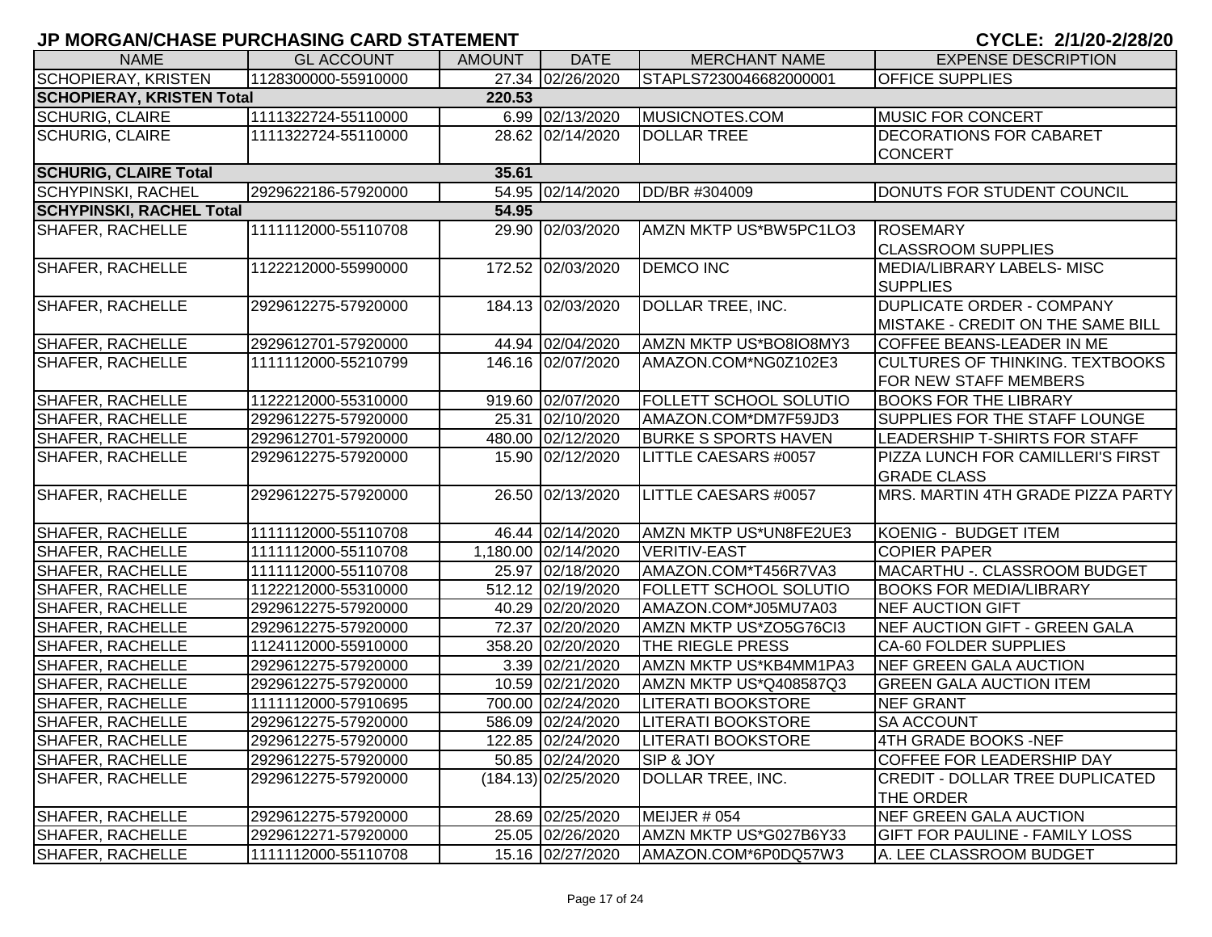# JP MORGAN/CHASE PURCHASING CARD STATEMENT

**CYCLE: 2/1/20-2/28/20**

| NAME | GL ACCOUNT | AMOUNT | DATE | MERCHANT NAME | EXPENSE DESCRIPTION |
|---|---|---|---|---|---|
| SCHOPIERAY, KRISTEN | 1128300000-55910000 | 27.34 | 02/26/2020 | STAPLS7230046682000001 | OFFICE SUPPLIES |
| **SCHOPIERAY, KRISTEN Total** | | **220.53** | | | |
| SCHURIG, CLAIRE | 1111322724-55110000 | 6.99 | 02/13/2020 | MUSICNOTES.COM | MUSIC FOR CONCERT |
| SCHURIG, CLAIRE | 1111322724-55110000 | 28.62 | 02/14/2020 | DOLLAR TREE | DECORATIONS FOR CABARET CONCERT |
| **SCHURIG, CLAIRE Total** | | **35.61** | | | |
| SCHYPINSKI, RACHEL | 2929622186-57920000 | 54.95 | 02/14/2020 | DD/BR #304009 | DONUTS FOR STUDENT COUNCIL |
| **SCHYPINSKI, RACHEL Total** | | **54.95** | | | |
| SHAFER, RACHELLE | 1111112000-55110708 | 29.90 | 02/03/2020 | AMZN MKTP US*BW5PC1LO3 | ROSEMARY CLASSROOM SUPPLIES |
| SHAFER, RACHELLE | 1122212000-55990000 | 172.52 | 02/03/2020 | DEMCO INC | MEDIA/LIBRARY LABELS- MISC SUPPLIES |
| SHAFER, RACHELLE | 2929612275-57920000 | 184.13 | 02/03/2020 | DOLLAR TREE, INC. | DUPLICATE ORDER - COMPANY MISTAKE - CREDIT ON THE SAME BILL |
| SHAFER, RACHELLE | 2929612701-57920000 | 44.94 | 02/04/2020 | AMZN MKTP US*BO8IO8MY3 | COFFEE BEANS-LEADER IN ME |
| SHAFER, RACHELLE | 1111112000-55210799 | 146.16 | 02/07/2020 | AMAZON.COM*NG0Z102E3 | CULTURES OF THINKING. TEXTBOOKS FOR NEW STAFF MEMBERS |
| SHAFER, RACHELLE | 1122212000-55310000 | 919.60 | 02/07/2020 | FOLLETT SCHOOL SOLUTIO | BOOKS FOR THE LIBRARY |
| SHAFER, RACHELLE | 2929612275-57920000 | 25.31 | 02/10/2020 | AMAZON.COM*DM7F59JD3 | SUPPLIES FOR THE STAFF LOUNGE |
| SHAFER, RACHELLE | 2929612701-57920000 | 480.00 | 02/12/2020 | BURKE S SPORTS HAVEN | LEADERSHIP T-SHIRTS FOR STAFF |
| SHAFER, RACHELLE | 2929612275-57920000 | 15.90 | 02/12/2020 | LITTLE CAESARS #0057 | PIZZA LUNCH FOR CAMILLERI'S FIRST GRADE CLASS |
| SHAFER, RACHELLE | 2929612275-57920000 | 26.50 | 02/13/2020 | LITTLE CAESARS #0057 | MRS. MARTIN 4TH GRADE PIZZA PARTY |
| SHAFER, RACHELLE | 1111112000-55110708 | 46.44 | 02/14/2020 | AMZN MKTP US*UN8FE2UE3 | KOENIG - BUDGET ITEM |
| SHAFER, RACHELLE | 1111112000-55110708 | 1,180.00 | 02/14/2020 | VERITIV-EAST | COPIER PAPER |
| SHAFER, RACHELLE | 1111112000-55110708 | 25.97 | 02/18/2020 | AMAZON.COM*T456R7VA3 | MACARTHU -. CLASSROOM BUDGET |
| SHAFER, RACHELLE | 1122212000-55310000 | 512.12 | 02/19/2020 | FOLLETT SCHOOL SOLUTIO | BOOKS FOR MEDIA/LIBRARY |
| SHAFER, RACHELLE | 2929612275-57920000 | 40.29 | 02/20/2020 | AMAZON.COM*J05MU7A03 | NEF AUCTION GIFT |
| SHAFER, RACHELLE | 2929612275-57920000 | 72.37 | 02/20/2020 | AMZN MKTP US*ZO5G76CI3 | NEF AUCTION GIFT - GREEN GALA |
| SHAFER, RACHELLE | 1124112000-55910000 | 358.20 | 02/20/2020 | THE RIEGLE PRESS | CA-60 FOLDER SUPPLIES |
| SHAFER, RACHELLE | 2929612275-57920000 | 3.39 | 02/21/2020 | AMZN MKTP US*KB4MM1PA3 | NEF GREEN GALA AUCTION |
| SHAFER, RACHELLE | 2929612275-57920000 | 10.59 | 02/21/2020 | AMZN MKTP US*Q408587Q3 | GREEN GALA AUCTION ITEM |
| SHAFER, RACHELLE | 1111112000-57910695 | 700.00 | 02/24/2020 | LITERATI BOOKSTORE | NEF GRANT |
| SHAFER, RACHELLE | 2929612275-57920000 | 586.09 | 02/24/2020 | LITERATI BOOKSTORE | SA ACCOUNT |
| SHAFER, RACHELLE | 2929612275-57920000 | 122.85 | 02/24/2020 | LITERATI BOOKSTORE | 4TH GRADE BOOKS -NEF |
| SHAFER, RACHELLE | 2929612275-57920000 | 50.85 | 02/24/2020 | SIP & JOY | COFFEE FOR LEADERSHIP DAY |
| SHAFER, RACHELLE | 2929612275-57920000 | (184.13) | 02/25/2020 | DOLLAR TREE, INC. | CREDIT - DOLLAR TREE DUPLICATED THE ORDER |
| SHAFER, RACHELLE | 2929612275-57920000 | 28.69 | 02/25/2020 | MEIJER # 054 | NEF GREEN GALA AUCTION |
| SHAFER, RACHELLE | 2929612271-57920000 | 25.05 | 02/26/2020 | AMZN MKTP US*G027B6Y33 | GIFT FOR PAULINE - FAMILY LOSS |
| SHAFER, RACHELLE | 1111112000-55110708 | 15.16 | 02/27/2020 | AMAZON.COM*6P0DQ57W3 | A. LEE CLASSROOM BUDGET |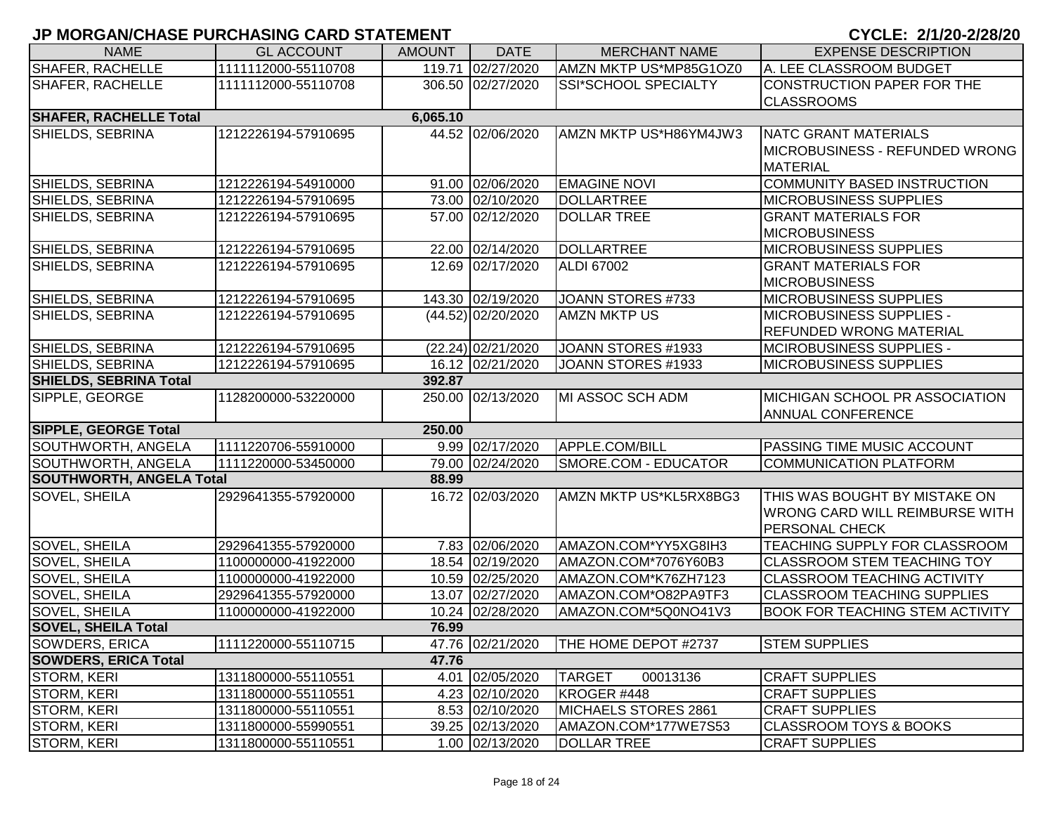# JP MORGAN/CHASE PURCHASING CARD STATEMENT

**CYCLE: 2/1/20-2/28/20**

| NAME | GL ACCOUNT | AMOUNT | DATE | MERCHANT NAME | EXPENSE DESCRIPTION |
|---|---|---|---|---|---|
| SHAFER, RACHELLE | 1111112000-55110708 | 119.71 | 02/27/2020 | AMZN MKTP US*MP85G1OZ0 | A. LEE CLASSROOM BUDGET |
| SHAFER, RACHELLE | 1111112000-55110708 | 306.50 | 02/27/2020 | SSI*SCHOOL SPECIALTY | CONSTRUCTION PAPER FOR THE CLASSROOMS |
| **SHAFER, RACHELLE Total** | | **6,065.10** | | | |
| SHIELDS, SEBRINA | 1212226194-57910695 | 44.52 | 02/06/2020 | AMZN MKTP US*H86YM4JW3 | NATC GRANT MATERIALS MICROBUSINESS - REFUNDED WRONG MATERIAL |
| SHIELDS, SEBRINA | 1212226194-54910000 | 91.00 | 02/06/2020 | EMAGINE NOVI | COMMUNITY BASED INSTRUCTION |
| SHIELDS, SEBRINA | 1212226194-57910695 | 73.00 | 02/10/2020 | DOLLARTREE | MICROBUSINESS SUPPLIES |
| SHIELDS, SEBRINA | 1212226194-57910695 | 57.00 | 02/12/2020 | DOLLAR TREE | GRANT MATERIALS FOR MICROBUSINESS |
| SHIELDS, SEBRINA | 1212226194-57910695 | 22.00 | 02/14/2020 | DOLLARTREE | MICROBUSINESS SUPPLIES |
| SHIELDS, SEBRINA | 1212226194-57910695 | 12.69 | 02/17/2020 | ALDI 67002 | GRANT MATERIALS FOR MICROBUSINESS |
| SHIELDS, SEBRINA | 1212226194-57910695 | 143.30 | 02/19/2020 | JOANN STORES #733 | MICROBUSINESS SUPPLIES |
| SHIELDS, SEBRINA | 1212226194-57910695 | (44.52) | 02/20/2020 | AMZN MKTP US | MICROBUSINESS SUPPLIES - REFUNDED WRONG MATERIAL |
| SHIELDS, SEBRINA | 1212226194-57910695 | (22.24) | 02/21/2020 | JOANN STORES #1933 | MCIROBUSINESS SUPPLIES - |
| SHIELDS, SEBRINA | 1212226194-57910695 | 16.12 | 02/21/2020 | JOANN STORES #1933 | MICROBUSINESS SUPPLIES |
| **SHIELDS, SEBRINA Total** | | **392.87** | | | |
| SIPPLE, GEORGE | 1128200000-53220000 | 250.00 | 02/13/2020 | MI ASSOC SCH ADM | MICHIGAN SCHOOL PR ASSOCIATION ANNUAL CONFERENCE |
| **SIPPLE, GEORGE Total** | | **250.00** | | | |
| SOUTHWORTH, ANGELA | 1111220706-55910000 | 9.99 | 02/17/2020 | APPLE.COM/BILL | PASSING TIME MUSIC ACCOUNT |
| SOUTHWORTH, ANGELA | 1111220000-53450000 | 79.00 | 02/24/2020 | SMORE.COM - EDUCATOR | COMMUNICATION PLATFORM |
| **SOUTHWORTH, ANGELA Total** | | **88.99** | | | |
| SOVEL, SHEILA | 2929641355-57920000 | 16.72 | 02/03/2020 | AMZN MKTP US*KL5RX8BG3 | THIS WAS BOUGHT BY MISTAKE ON WRONG CARD WILL REIMBURSE WITH PERSONAL CHECK |
| SOVEL, SHEILA | 2929641355-57920000 | 7.83 | 02/06/2020 | AMAZON.COM*YY5XG8IH3 | TEACHING SUPPLY FOR CLASSROOM |
| SOVEL, SHEILA | 1100000000-41922000 | 18.54 | 02/19/2020 | AMAZON.COM*7076Y60B3 | CLASSROOM STEM TEACHING TOY |
| SOVEL, SHEILA | 1100000000-41922000 | 10.59 | 02/25/2020 | AMAZON.COM*K76ZH7123 | CLASSROOM TEACHING ACTIVITY |
| SOVEL, SHEILA | 2929641355-57920000 | 13.07 | 02/27/2020 | AMAZON.COM*O82PA9TF3 | CLASSROOM TEACHING SUPPLIES |
| SOVEL, SHEILA | 1100000000-41922000 | 10.24 | 02/28/2020 | AMAZON.COM*5Q0NO41V3 | BOOK FOR TEACHING STEM ACTIVITY |
| **SOVEL, SHEILA Total** | | **76.99** | | | |
| SOWDERS, ERICA | 1111220000-55110715 | 47.76 | 02/21/2020 | THE HOME DEPOT #2737 | STEM SUPPLIES |
| **SOWDERS, ERICA Total** | | **47.76** | | | |
| STORM, KERI | 1311800000-55110551 | 4.01 | 02/05/2020 | TARGET 00013136 | CRAFT SUPPLIES |
| STORM, KERI | 1311800000-55110551 | 4.23 | 02/10/2020 | KROGER #448 | CRAFT SUPPLIES |
| STORM, KERI | 1311800000-55110551 | 8.53 | 02/10/2020 | MICHAELS STORES 2861 | CRAFT SUPPLIES |
| STORM, KERI | 1311800000-55990551 | 39.25 | 02/13/2020 | AMAZON.COM*177WE7S53 | CLASSROOM TOYS & BOOKS |
| STORM, KERI | 1311800000-55110551 | 1.00 | 02/13/2020 | DOLLAR TREE | CRAFT SUPPLIES |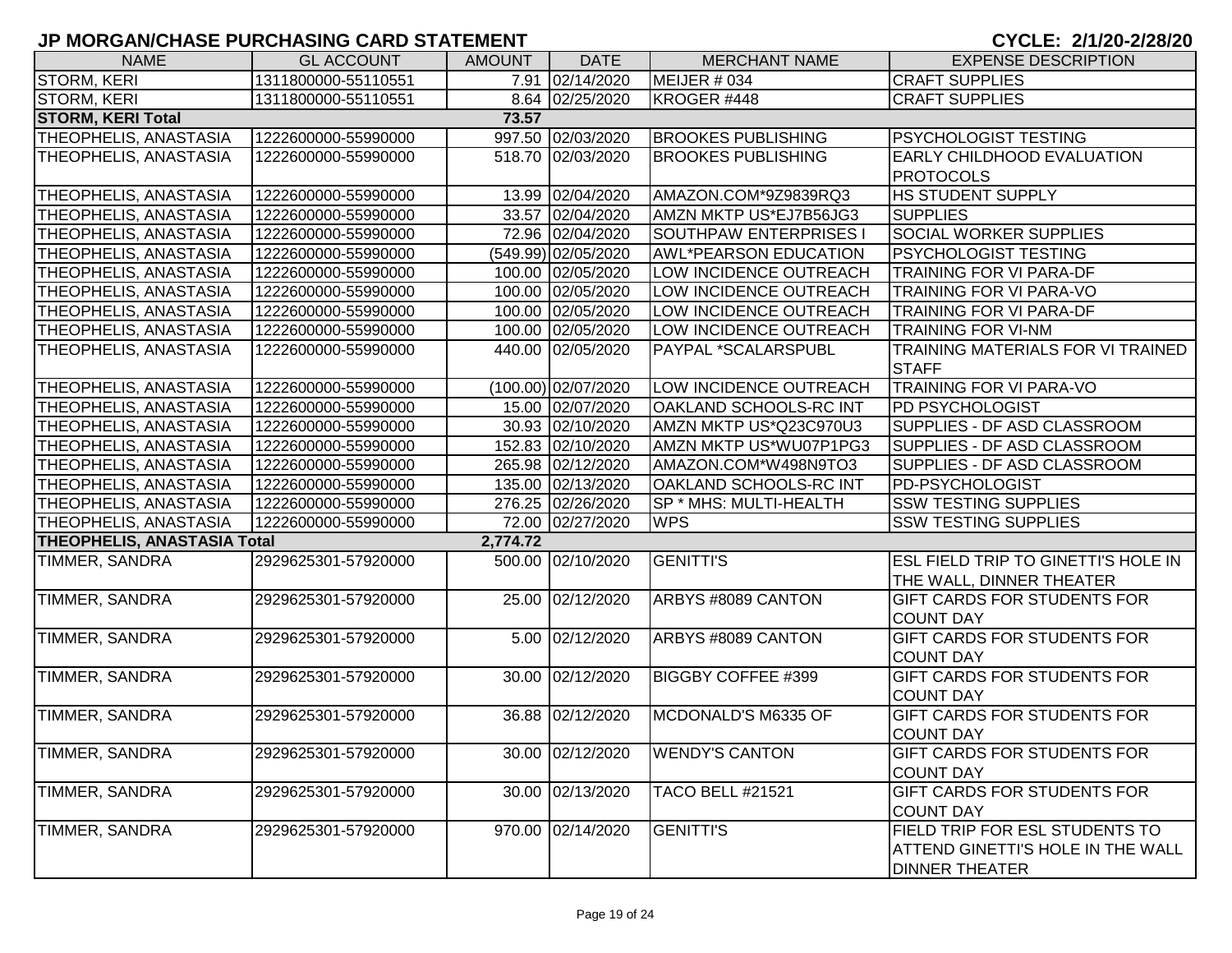## JP MORGAN/CHASE PURCHASING CARD STATEMENT

**CYCLE: 2/1/20-2/28/20**

| NAME | GL ACCOUNT | AMOUNT | DATE | MERCHANT NAME | EXPENSE DESCRIPTION |
|---|---|---|---|---|---|
| STORM, KERI | 1311800000-55110551 | 7.91 | 02/14/2020 | MEIJER # 034 | CRAFT SUPPLIES |
| STORM, KERI | 1311800000-55110551 | 8.64 | 02/25/2020 | KROGER #448 | CRAFT SUPPLIES |
| **STORM, KERI Total** | | **73.57** | | | |
| THEOPHELIS, ANASTASIA | 1222600000-55990000 | 997.50 | 02/03/2020 | BROOKES PUBLISHING | PSYCHOLOGIST TESTING |
| THEOPHELIS, ANASTASIA | 1222600000-55990000 | 518.70 | 02/03/2020 | BROOKES PUBLISHING | EARLY CHILDHOOD EVALUATION PROTOCOLS |
| THEOPHELIS, ANASTASIA | 1222600000-55990000 | 13.99 | 02/04/2020 | AMAZON.COM*9Z9839RQ3 | HS STUDENT SUPPLY |
| THEOPHELIS, ANASTASIA | 1222600000-55990000 | 33.57 | 02/04/2020 | AMZN MKTP US*EJ7B56JG3 | SUPPLIES |
| THEOPHELIS, ANASTASIA | 1222600000-55990000 | 72.96 | 02/04/2020 | SOUTHPAW ENTERPRISES I | SOCIAL WORKER SUPPLIES |
| THEOPHELIS, ANASTASIA | 1222600000-55990000 | (549.99) | 02/05/2020 | AWL*PEARSON EDUCATION | PSYCHOLOGIST TESTING |
| THEOPHELIS, ANASTASIA | 1222600000-55990000 | 100.00 | 02/05/2020 | LOW INCIDENCE OUTREACH | TRAINING FOR VI PARA-DF |
| THEOPHELIS, ANASTASIA | 1222600000-55990000 | 100.00 | 02/05/2020 | LOW INCIDENCE OUTREACH | TRAINING FOR VI PARA-VO |
| THEOPHELIS, ANASTASIA | 1222600000-55990000 | 100.00 | 02/05/2020 | LOW INCIDENCE OUTREACH | TRAINING FOR VI PARA-DF |
| THEOPHELIS, ANASTASIA | 1222600000-55990000 | 100.00 | 02/05/2020 | LOW INCIDENCE OUTREACH | TRAINING FOR VI-NM |
| THEOPHELIS, ANASTASIA | 1222600000-55990000 | 440.00 | 02/05/2020 | PAYPAL *SCALARSPUBL | TRAINING MATERIALS FOR VI TRAINED STAFF |
| THEOPHELIS, ANASTASIA | 1222600000-55990000 | (100.00) | 02/07/2020 | LOW INCIDENCE OUTREACH | TRAINING FOR VI PARA-VO |
| THEOPHELIS, ANASTASIA | 1222600000-55990000 | 15.00 | 02/07/2020 | OAKLAND SCHOOLS-RC INT | PD PSYCHOLOGIST |
| THEOPHELIS, ANASTASIA | 1222600000-55990000 | 30.93 | 02/10/2020 | AMZN MKTP US*Q23C970U3 | SUPPLIES - DF ASD CLASSROOM |
| THEOPHELIS, ANASTASIA | 1222600000-55990000 | 152.83 | 02/10/2020 | AMZN MKTP US*WU07P1PG3 | SUPPLIES - DF ASD CLASSROOM |
| THEOPHELIS, ANASTASIA | 1222600000-55990000 | 265.98 | 02/12/2020 | AMAZON.COM*W498N9TO3 | SUPPLIES - DF ASD CLASSROOM |
| THEOPHELIS, ANASTASIA | 1222600000-55990000 | 135.00 | 02/13/2020 | OAKLAND SCHOOLS-RC INT | PD-PSYCHOLOGIST |
| THEOPHELIS, ANASTASIA | 1222600000-55990000 | 276.25 | 02/26/2020 | SP * MHS: MULTI-HEALTH | SSW TESTING SUPPLIES |
| THEOPHELIS, ANASTASIA | 1222600000-55990000 | 72.00 | 02/27/2020 | WPS | SSW TESTING SUPPLIES |
| **THEOPHELIS, ANASTASIA Total** | | **2,774.72** | | | |
| TIMMER, SANDRA | 2929625301-57920000 | 500.00 | 02/10/2020 | GENITTI'S | ESL FIELD TRIP TO GINETTI'S HOLE IN THE WALL, DINNER THEATER |
| TIMMER, SANDRA | 2929625301-57920000 | 25.00 | 02/12/2020 | ARBYS #8089 CANTON | GIFT CARDS FOR STUDENTS FOR COUNT DAY |
| TIMMER, SANDRA | 2929625301-57920000 | 5.00 | 02/12/2020 | ARBYS #8089 CANTON | GIFT CARDS FOR STUDENTS FOR COUNT DAY |
| TIMMER, SANDRA | 2929625301-57920000 | 30.00 | 02/12/2020 | BIGGBY COFFEE #399 | GIFT CARDS FOR STUDENTS FOR COUNT DAY |
| TIMMER, SANDRA | 2929625301-57920000 | 36.88 | 02/12/2020 | MCDONALD'S M6335 OF | GIFT CARDS FOR STUDENTS FOR COUNT DAY |
| TIMMER, SANDRA | 2929625301-57920000 | 30.00 | 02/12/2020 | WENDY'S CANTON | GIFT CARDS FOR STUDENTS FOR COUNT DAY |
| TIMMER, SANDRA | 2929625301-57920000 | 30.00 | 02/13/2020 | TACO BELL #21521 | GIFT CARDS FOR STUDENTS FOR COUNT DAY |
| TIMMER, SANDRA | 2929625301-57920000 | 970.00 | 02/14/2020 | GENITTI'S | FIELD TRIP FOR ESL STUDENTS TO ATTEND GINETTI'S HOLE IN THE WALL DINNER THEATER |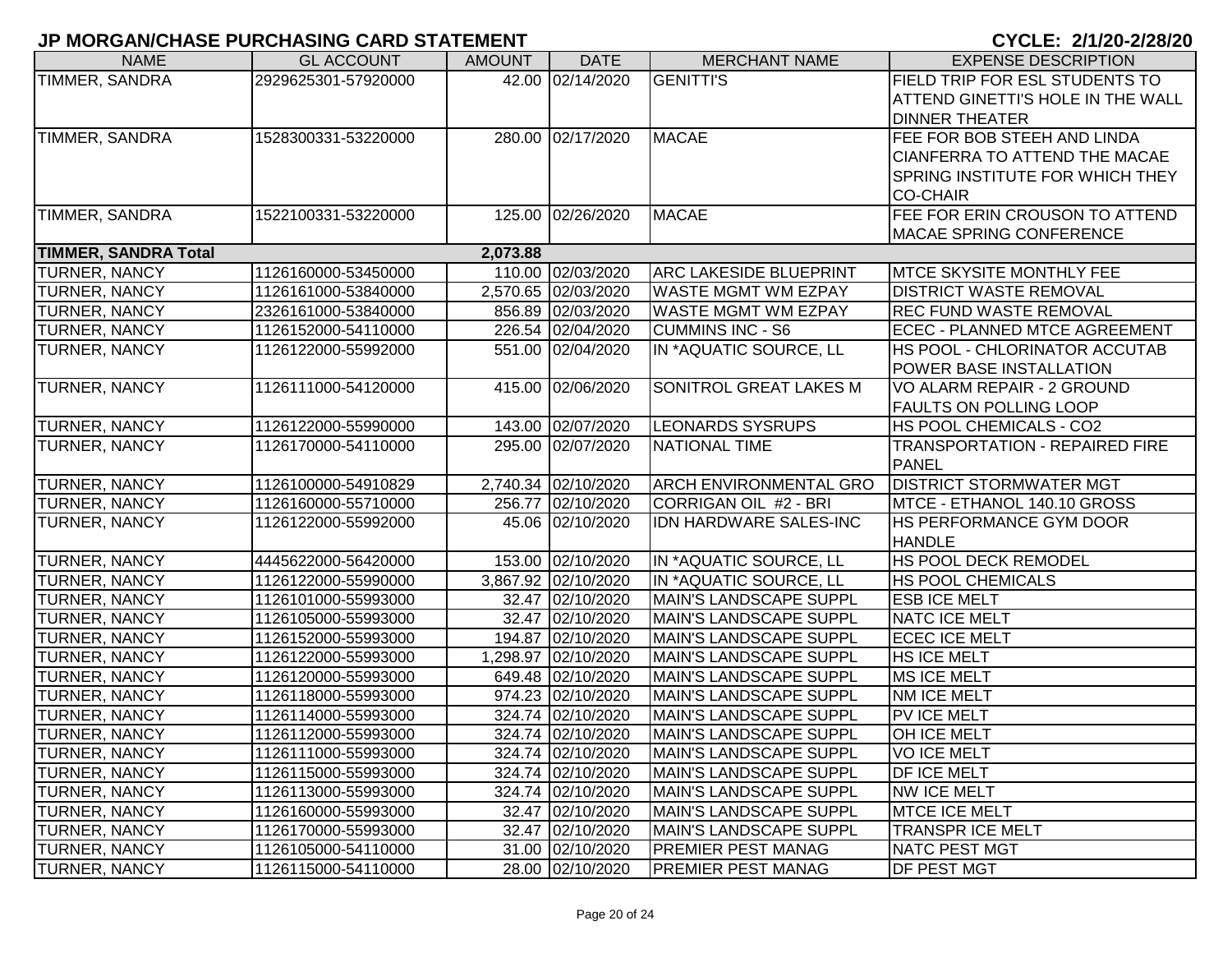# JP MORGAN/CHASE PURCHASING CARD STATEMENT

**CYCLE: 2/1/20-2/28/20**

| NAME | GL ACCOUNT | AMOUNT | DATE | MERCHANT NAME | EXPENSE DESCRIPTION |
|---|---|---|---|---|---|
| TIMMER, SANDRA | 2929625301-57920000 | 42.00 | 02/14/2020 | GENITTI'S | FIELD TRIP FOR ESL STUDENTS TO ATTEND GINETTI'S HOLE IN THE WALL DINNER THEATER |
| TIMMER, SANDRA | 1528300331-53220000 | 280.00 | 02/17/2020 | MACAE | FEE FOR BOB STEEH AND LINDA CIANFERRA TO ATTEND THE MACAE SPRING INSTITUTE FOR WHICH THEY CO-CHAIR |
| TIMMER, SANDRA | 1522100331-53220000 | 125.00 | 02/26/2020 | MACAE | FEE FOR ERIN CROUSON TO ATTEND MACAE SPRING CONFERENCE |
| **TIMMER, SANDRA Total** | | **2,073.88** | | | |
| TURNER, NANCY | 1126160000-53450000 | 110.00 | 02/03/2020 | ARC LAKESIDE BLUEPRINT | MTCE SKYSITE MONTHLY FEE |
| TURNER, NANCY | 1126161000-53840000 | 2,570.65 | 02/03/2020 | WASTE MGMT WM EZPAY | DISTRICT WASTE REMOVAL |
| TURNER, NANCY | 2326161000-53840000 | 856.89 | 02/03/2020 | WASTE MGMT WM EZPAY | REC FUND WASTE REMOVAL |
| TURNER, NANCY | 1126152000-54110000 | 226.54 | 02/04/2020 | CUMMINS INC - S6 | ECEC - PLANNED MTCE AGREEMENT |
| TURNER, NANCY | 1126122000-55992000 | 551.00 | 02/04/2020 | IN *AQUATIC SOURCE, LL | HS POOL - CHLORINATOR ACCUTAB POWER BASE INSTALLATION |
| TURNER, NANCY | 1126111000-54120000 | 415.00 | 02/06/2020 | SONITROL GREAT LAKES M | VO ALARM REPAIR - 2 GROUND FAULTS ON POLLING LOOP |
| TURNER, NANCY | 1126122000-55990000 | 143.00 | 02/07/2020 | LEONARDS SYSRUPS | HS POOL CHEMICALS - CO2 |
| TURNER, NANCY | 1126170000-54110000 | 295.00 | 02/07/2020 | NATIONAL TIME | TRANSPORTATION - REPAIRED FIRE PANEL |
| TURNER, NANCY | 1126100000-54910829 | 2,740.34 | 02/10/2020 | ARCH ENVIRONMENTAL GRO | DISTRICT STORMWATER MGT |
| TURNER, NANCY | 1126160000-55710000 | 256.77 | 02/10/2020 | CORRIGAN OIL #2 - BRI | MTCE - ETHANOL 140.10 GROSS |
| TURNER, NANCY | 1126122000-55992000 | 45.06 | 02/10/2020 | IDN HARDWARE SALES-INC | HS PERFORMANCE GYM DOOR HANDLE |
| TURNER, NANCY | 4445622000-56420000 | 153.00 | 02/10/2020 | IN *AQUATIC SOURCE, LL | HS POOL DECK REMODEL |
| TURNER, NANCY | 1126122000-55990000 | 3,867.92 | 02/10/2020 | IN *AQUATIC SOURCE, LL | HS POOL CHEMICALS |
| TURNER, NANCY | 1126101000-55993000 | 32.47 | 02/10/2020 | MAIN'S LANDSCAPE SUPPL | ESB ICE MELT |
| TURNER, NANCY | 1126105000-55993000 | 32.47 | 02/10/2020 | MAIN'S LANDSCAPE SUPPL | NATC ICE MELT |
| TURNER, NANCY | 1126152000-55993000 | 194.87 | 02/10/2020 | MAIN'S LANDSCAPE SUPPL | ECEC ICE MELT |
| TURNER, NANCY | 1126122000-55993000 | 1,298.97 | 02/10/2020 | MAIN'S LANDSCAPE SUPPL | HS ICE MELT |
| TURNER, NANCY | 1126120000-55993000 | 649.48 | 02/10/2020 | MAIN'S LANDSCAPE SUPPL | MS ICE MELT |
| TURNER, NANCY | 1126118000-55993000 | 974.23 | 02/10/2020 | MAIN'S LANDSCAPE SUPPL | NM ICE MELT |
| TURNER, NANCY | 1126114000-55993000 | 324.74 | 02/10/2020 | MAIN'S LANDSCAPE SUPPL | PV ICE MELT |
| TURNER, NANCY | 1126112000-55993000 | 324.74 | 02/10/2020 | MAIN'S LANDSCAPE SUPPL | OH ICE MELT |
| TURNER, NANCY | 1126111000-55993000 | 324.74 | 02/10/2020 | MAIN'S LANDSCAPE SUPPL | VO ICE MELT |
| TURNER, NANCY | 1126115000-55993000 | 324.74 | 02/10/2020 | MAIN'S LANDSCAPE SUPPL | DF ICE MELT |
| TURNER, NANCY | 1126113000-55993000 | 324.74 | 02/10/2020 | MAIN'S LANDSCAPE SUPPL | NW ICE MELT |
| TURNER, NANCY | 1126160000-55993000 | 32.47 | 02/10/2020 | MAIN'S LANDSCAPE SUPPL | MTCE ICE MELT |
| TURNER, NANCY | 1126170000-55993000 | 32.47 | 02/10/2020 | MAIN'S LANDSCAPE SUPPL | TRANSPR ICE MELT |
| TURNER, NANCY | 1126105000-54110000 | 31.00 | 02/10/2020 | PREMIER PEST MANAG | NATC PEST MGT |
| TURNER, NANCY | 1126115000-54110000 | 28.00 | 02/10/2020 | PREMIER PEST MANAG | DF PEST MGT |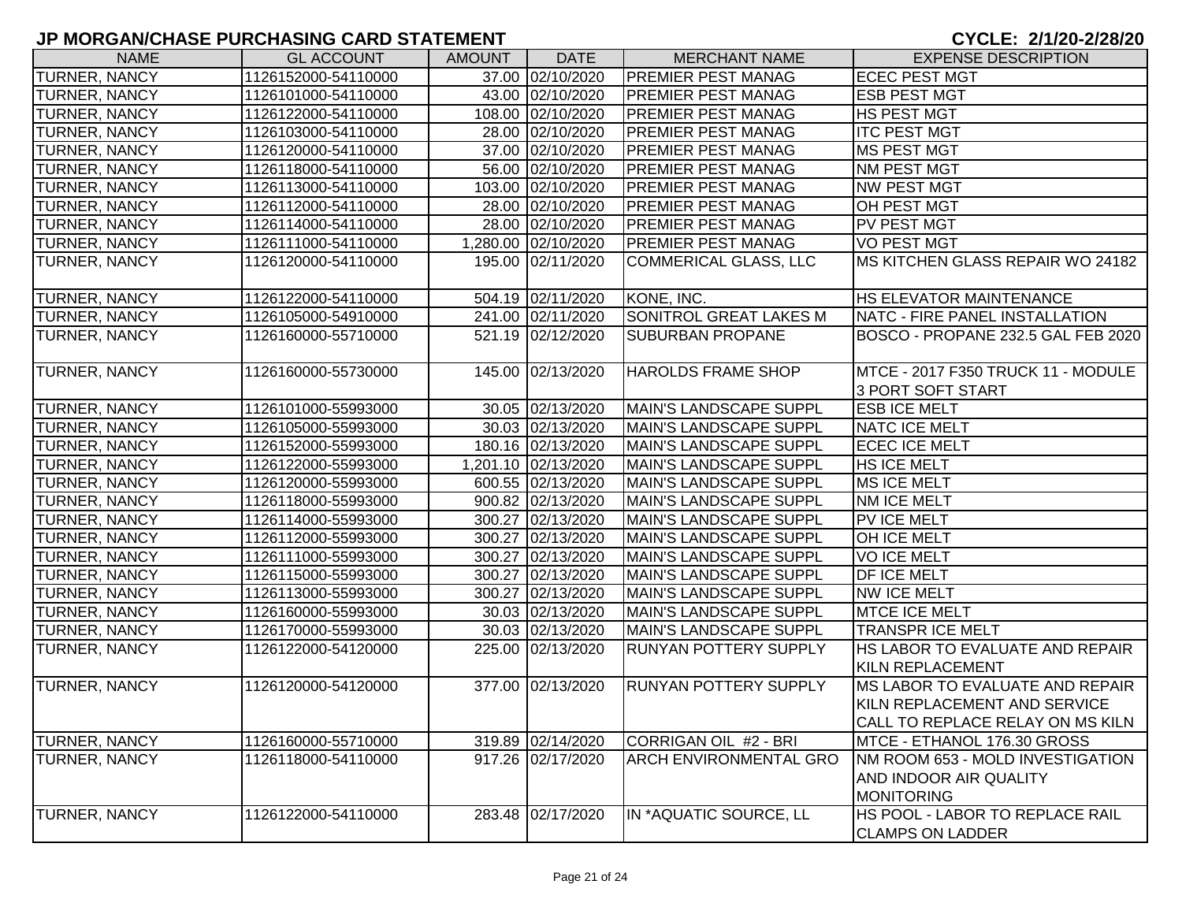# JP MORGAN/CHASE PURCHASING CARD STATEMENT

**CYCLE: 2/1/20-2/28/20**

| NAME | GL ACCOUNT | AMOUNT | DATE | MERCHANT NAME | EXPENSE DESCRIPTION |
|---|---|---|---|---|---|
| TURNER, NANCY | 1126152000-54110000 | 37.00 | 02/10/2020 | PREMIER PEST MANAG | ECEC PEST MGT |
| TURNER, NANCY | 1126101000-54110000 | 43.00 | 02/10/2020 | PREMIER PEST MANAG | ESB PEST MGT |
| TURNER, NANCY | 1126122000-54110000 | 108.00 | 02/10/2020 | PREMIER PEST MANAG | HS PEST MGT |
| TURNER, NANCY | 1126103000-54110000 | 28.00 | 02/10/2020 | PREMIER PEST MANAG | ITC PEST MGT |
| TURNER, NANCY | 1126120000-54110000 | 37.00 | 02/10/2020 | PREMIER PEST MANAG | MS PEST MGT |
| TURNER, NANCY | 1126118000-54110000 | 56.00 | 02/10/2020 | PREMIER PEST MANAG | NM PEST MGT |
| TURNER, NANCY | 1126113000-54110000 | 103.00 | 02/10/2020 | PREMIER PEST MANAG | NW PEST MGT |
| TURNER, NANCY | 1126112000-54110000 | 28.00 | 02/10/2020 | PREMIER PEST MANAG | OH PEST MGT |
| TURNER, NANCY | 1126114000-54110000 | 28.00 | 02/10/2020 | PREMIER PEST MANAG | PV PEST MGT |
| TURNER, NANCY | 1126111000-54110000 | 1,280.00 | 02/10/2020 | PREMIER PEST MANAG | VO PEST MGT |
| TURNER, NANCY | 1126120000-54110000 | 195.00 | 02/11/2020 | COMMERICAL GLASS, LLC | MS KITCHEN GLASS REPAIR WO 24182 |
| TURNER, NANCY | 1126122000-54110000 | 504.19 | 02/11/2020 | KONE, INC. | HS ELEVATOR MAINTENANCE |
| TURNER, NANCY | 1126105000-54910000 | 241.00 | 02/11/2020 | SONITROL GREAT LAKES M | NATC - FIRE PANEL INSTALLATION |
| TURNER, NANCY | 1126160000-55710000 | 521.19 | 02/12/2020 | SUBURBAN PROPANE | BOSCO - PROPANE 232.5 GAL FEB 2020 |
| TURNER, NANCY | 1126160000-55730000 | 145.00 | 02/13/2020 | HAROLDS FRAME SHOP | MTCE - 2017 F350 TRUCK 11 - MODULE 3 PORT SOFT START |
| TURNER, NANCY | 1126101000-55993000 | 30.05 | 02/13/2020 | MAIN'S LANDSCAPE SUPPL | ESB ICE MELT |
| TURNER, NANCY | 1126105000-55993000 | 30.03 | 02/13/2020 | MAIN'S LANDSCAPE SUPPL | NATC ICE MELT |
| TURNER, NANCY | 1126152000-55993000 | 180.16 | 02/13/2020 | MAIN'S LANDSCAPE SUPPL | ECEC ICE MELT |
| TURNER, NANCY | 1126122000-55993000 | 1,201.10 | 02/13/2020 | MAIN'S LANDSCAPE SUPPL | HS ICE MELT |
| TURNER, NANCY | 1126120000-55993000 | 600.55 | 02/13/2020 | MAIN'S LANDSCAPE SUPPL | MS ICE MELT |
| TURNER, NANCY | 1126118000-55993000 | 900.82 | 02/13/2020 | MAIN'S LANDSCAPE SUPPL | NM ICE MELT |
| TURNER, NANCY | 1126114000-55993000 | 300.27 | 02/13/2020 | MAIN'S LANDSCAPE SUPPL | PV ICE MELT |
| TURNER, NANCY | 1126112000-55993000 | 300.27 | 02/13/2020 | MAIN'S LANDSCAPE SUPPL | OH ICE MELT |
| TURNER, NANCY | 1126111000-55993000 | 300.27 | 02/13/2020 | MAIN'S LANDSCAPE SUPPL | VO ICE MELT |
| TURNER, NANCY | 1126115000-55993000 | 300.27 | 02/13/2020 | MAIN'S LANDSCAPE SUPPL | DF ICE MELT |
| TURNER, NANCY | 1126113000-55993000 | 300.27 | 02/13/2020 | MAIN'S LANDSCAPE SUPPL | NW ICE MELT |
| TURNER, NANCY | 1126160000-55993000 | 30.03 | 02/13/2020 | MAIN'S LANDSCAPE SUPPL | MTCE ICE MELT |
| TURNER, NANCY | 1126170000-55993000 | 30.03 | 02/13/2020 | MAIN'S LANDSCAPE SUPPL | TRANSPR ICE MELT |
| TURNER, NANCY | 1126122000-54120000 | 225.00 | 02/13/2020 | RUNYAN POTTERY SUPPLY | HS LABOR TO EVALUATE AND REPAIR KILN REPLACEMENT |
| TURNER, NANCY | 1126120000-54120000 | 377.00 | 02/13/2020 | RUNYAN POTTERY SUPPLY | MS LABOR TO EVALUATE AND REPAIR KILN REPLACEMENT AND SERVICE CALL TO REPLACE RELAY ON MS KILN |
| TURNER, NANCY | 1126160000-55710000 | 319.89 | 02/14/2020 | CORRIGAN OIL #2 - BRI | MTCE - ETHANOL 176.30 GROSS |
| TURNER, NANCY | 1126118000-54110000 | 917.26 | 02/17/2020 | ARCH ENVIRONMENTAL GRO | NM ROOM 653 - MOLD INVESTIGATION AND INDOOR AIR QUALITY MONITORING |
| TURNER, NANCY | 1126122000-54110000 | 283.48 | 02/17/2020 | IN *AQUATIC SOURCE, LL | HS POOL - LABOR TO REPLACE RAIL CLAMPS ON LADDER |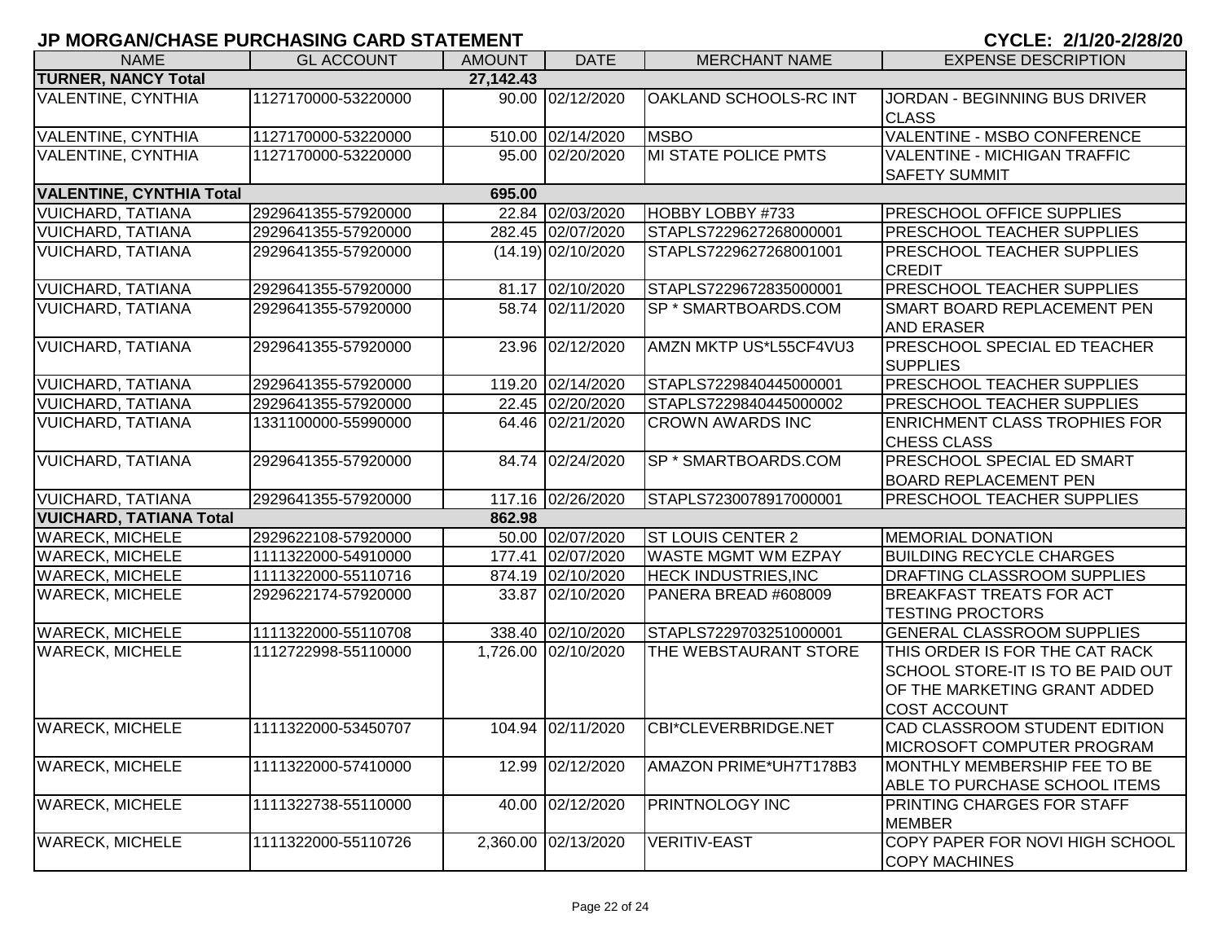# JP MORGAN/CHASE PURCHASING CARD STATEMENT

**CYCLE: 2/1/20-2/28/20**

| NAME | GL ACCOUNT | AMOUNT | DATE | MERCHANT NAME | EXPENSE DESCRIPTION |
|---|---|---|---|---|---|
| **TURNER, NANCY Total** | | **27,142.43** | | | |
| VALENTINE, CYNTHIA | 1127170000-53220000 | 90.00 | 02/12/2020 | OAKLAND SCHOOLS-RC INT | JORDAN - BEGINNING BUS DRIVER CLASS |
| VALENTINE, CYNTHIA | 1127170000-53220000 | 510.00 | 02/14/2020 | MSBO | VALENTINE - MSBO CONFERENCE |
| VALENTINE, CYNTHIA | 1127170000-53220000 | 95.00 | 02/20/2020 | MI STATE POLICE PMTS | VALENTINE - MICHIGAN TRAFFIC SAFETY SUMMIT |
| **VALENTINE, CYNTHIA Total** | | **695.00** | | | |
| VUICHARD, TATIANA | 2929641355-57920000 | 22.84 | 02/03/2020 | HOBBY LOBBY #733 | PRESCHOOL OFFICE SUPPLIES |
| VUICHARD, TATIANA | 2929641355-57920000 | 282.45 | 02/07/2020 | STAPLS7229627268000001 | PRESCHOOL TEACHER SUPPLIES |
| VUICHARD, TATIANA | 2929641355-57920000 | (14.19) | 02/10/2020 | STAPLS7229627268001001 | PRESCHOOL TEACHER SUPPLIES CREDIT |
| VUICHARD, TATIANA | 2929641355-57920000 | 81.17 | 02/10/2020 | STAPLS7229672835000001 | PRESCHOOL TEACHER SUPPLIES |
| VUICHARD, TATIANA | 2929641355-57920000 | 58.74 | 02/11/2020 | SP * SMARTBOARDS.COM | SMART BOARD REPLACEMENT PEN AND ERASER |
| VUICHARD, TATIANA | 2929641355-57920000 | 23.96 | 02/12/2020 | AMZN MKTP US*L55CF4VU3 | PRESCHOOL SPECIAL ED TEACHER SUPPLIES |
| VUICHARD, TATIANA | 2929641355-57920000 | 119.20 | 02/14/2020 | STAPLS7229840445000001 | PRESCHOOL TEACHER SUPPLIES |
| VUICHARD, TATIANA | 2929641355-57920000 | 22.45 | 02/20/2020 | STAPLS7229840445000002 | PRESCHOOL TEACHER SUPPLIES |
| VUICHARD, TATIANA | 1331100000-55990000 | 64.46 | 02/21/2020 | CROWN AWARDS INC | ENRICHMENT CLASS TROPHIES FOR CHESS CLASS |
| VUICHARD, TATIANA | 2929641355-57920000 | 84.74 | 02/24/2020 | SP * SMARTBOARDS.COM | PRESCHOOL SPECIAL ED SMART BOARD REPLACEMENT PEN |
| VUICHARD, TATIANA | 2929641355-57920000 | 117.16 | 02/26/2020 | STAPLS7230078917000001 | PRESCHOOL TEACHER SUPPLIES |
| **VUICHARD, TATIANA Total** | | **862.98** | | | |
| WARECK, MICHELE | 2929622108-57920000 | 50.00 | 02/07/2020 | ST LOUIS CENTER 2 | MEMORIAL DONATION |
| WARECK, MICHELE | 1111322000-54910000 | 177.41 | 02/07/2020 | WASTE MGMT WM EZPAY | BUILDING RECYCLE CHARGES |
| WARECK, MICHELE | 1111322000-55110716 | 874.19 | 02/10/2020 | HECK INDUSTRIES,INC | DRAFTING CLASSROOM SUPPLIES |
| WARECK, MICHELE | 2929622174-57920000 | 33.87 | 02/10/2020 | PANERA BREAD #608009 | BREAKFAST TREATS FOR ACT TESTING PROCTORS |
| WARECK, MICHELE | 1111322000-55110708 | 338.40 | 02/10/2020 | STAPLS7229703251000001 | GENERAL CLASSROOM SUPPLIES |
| WARECK, MICHELE | 1112722998-55110000 | 1,726.00 | 02/10/2020 | THE WEBSTAURANT STORE | THIS ORDER IS FOR THE CAT RACK SCHOOL STORE-IT IS TO BE PAID OUT OF THE MARKETING GRANT ADDED COST ACCOUNT |
| WARECK, MICHELE | 1111322000-53450707 | 104.94 | 02/11/2020 | CBI*CLEVERBRIDGE.NET | CAD CLASSROOM STUDENT EDITION MICROSOFT COMPUTER PROGRAM |
| WARECK, MICHELE | 1111322000-57410000 | 12.99 | 02/12/2020 | AMAZON PRIME*UH7T178B3 | MONTHLY MEMBERSHIP FEE TO BE ABLE TO PURCHASE SCHOOL ITEMS |
| WARECK, MICHELE | 1111322738-55110000 | 40.00 | 02/12/2020 | PRINTNOLOGY INC | PRINTING CHARGES FOR STAFF MEMBER |
| WARECK, MICHELE | 1111322000-55110726 | 2,360.00 | 02/13/2020 | VERITIV-EAST | COPY PAPER FOR NOVI HIGH SCHOOL COPY MACHINES |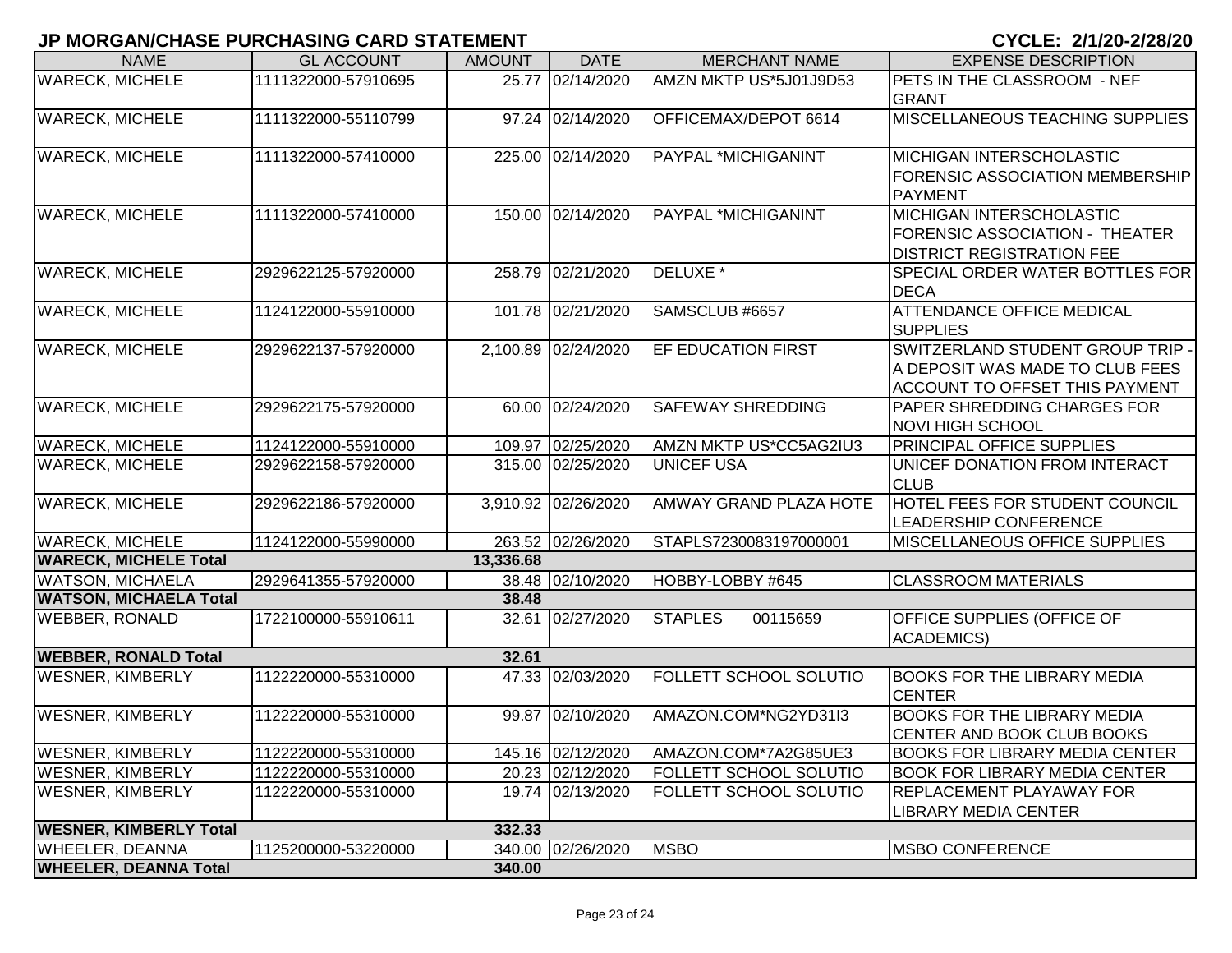# JP MORGAN/CHASE PURCHASING CARD STATEMENT

**CYCLE: 2/1/20-2/28/20**

| NAME | GL ACCOUNT | AMOUNT | DATE | MERCHANT NAME | EXPENSE DESCRIPTION |
|---|---|---|---|---|---|
| WARECK, MICHELE | 1111322000-57910695 | 25.77 | 02/14/2020 | AMZN MKTP US*5J01J9D53 | PETS IN THE CLASSROOM - NEF GRANT |
| WARECK, MICHELE | 1111322000-55110799 | 97.24 | 02/14/2020 | OFFICEMAX/DEPOT 6614 | MISCELLANEOUS TEACHING SUPPLIES |
| WARECK, MICHELE | 1111322000-57410000 | 225.00 | 02/14/2020 | PAYPAL *MICHIGANINT | MICHIGAN INTERSCHOLASTIC FORENSIC ASSOCIATION MEMBERSHIP PAYMENT |
| WARECK, MICHELE | 1111322000-57410000 | 150.00 | 02/14/2020 | PAYPAL *MICHIGANINT | MICHIGAN INTERSCHOLASTIC FORENSIC ASSOCIATION - THEATER DISTRICT REGISTRATION FEE |
| WARECK, MICHELE | 2929622125-57920000 | 258.79 | 02/21/2020 | DELUXE * | SPECIAL ORDER WATER BOTTLES FOR DECA |
| WARECK, MICHELE | 1124122000-55910000 | 101.78 | 02/21/2020 | SAMSCLUB #6657 | ATTENDANCE OFFICE MEDICAL SUPPLIES |
| WARECK, MICHELE | 2929622137-57920000 | 2,100.89 | 02/24/2020 | EF EDUCATION FIRST | SWITZERLAND STUDENT GROUP TRIP - A DEPOSIT WAS MADE TO CLUB FEES ACCOUNT TO OFFSET THIS PAYMENT |
| WARECK, MICHELE | 2929622175-57920000 | 60.00 | 02/24/2020 | SAFEWAY SHREDDING | PAPER SHREDDING CHARGES FOR NOVI HIGH SCHOOL |
| WARECK, MICHELE | 1124122000-55910000 | 109.97 | 02/25/2020 | AMZN MKTP US*CC5AG2IU3 | PRINCIPAL OFFICE SUPPLIES |
| WARECK, MICHELE | 2929622158-57920000 | 315.00 | 02/25/2020 | UNICEF USA | UNICEF DONATION FROM INTERACT CLUB |
| WARECK, MICHELE | 2929622186-57920000 | 3,910.92 | 02/26/2020 | AMWAY GRAND PLAZA HOTE | HOTEL FEES FOR STUDENT COUNCIL LEADERSHIP CONFERENCE |
| WARECK, MICHELE | 1124122000-55990000 | 263.52 | 02/26/2020 | STAPLS7230083197000001 | MISCELLANEOUS OFFICE SUPPLIES |
| **WARECK, MICHELE Total** | | **13,336.68** | | | |
| WATSON, MICHAELA | 2929641355-57920000 | 38.48 | 02/10/2020 | HOBBY-LOBBY #645 | CLASSROOM MATERIALS |
| **WATSON, MICHAELA Total** | | **38.48** | | | |
| WEBBER, RONALD | 1722100000-55910611 | 32.61 | 02/27/2020 | STAPLES 00115659 | OFFICE SUPPLIES (OFFICE OF ACADEMICS) |
| **WEBBER, RONALD Total** | | **32.61** | | | |
| WESNER, KIMBERLY | 1122220000-55310000 | 47.33 | 02/03/2020 | FOLLETT SCHOOL SOLUTIO | BOOKS FOR THE LIBRARY MEDIA CENTER |
| WESNER, KIMBERLY | 1122220000-55310000 | 99.87 | 02/10/2020 | AMAZON.COM*NG2YD31I3 | BOOKS FOR THE LIBRARY MEDIA CENTER AND BOOK CLUB BOOKS |
| WESNER, KIMBERLY | 1122220000-55310000 | 145.16 | 02/12/2020 | AMAZON.COM*7A2G85UE3 | BOOKS FOR LIBRARY MEDIA CENTER |
| WESNER, KIMBERLY | 1122220000-55310000 | 20.23 | 02/12/2020 | FOLLETT SCHOOL SOLUTIO | BOOK FOR LIBRARY MEDIA CENTER |
| WESNER, KIMBERLY | 1122220000-55310000 | 19.74 | 02/13/2020 | FOLLETT SCHOOL SOLUTIO | REPLACEMENT PLAYAWAY FOR LIBRARY MEDIA CENTER |
| **WESNER, KIMBERLY Total** | | **332.33** | | | |
| WHEELER, DEANNA | 1125200000-53220000 | 340.00 | 02/26/2020 | MSBO | MSBO CONFERENCE |
| **WHEELER, DEANNA Total** | | **340.00** | | | |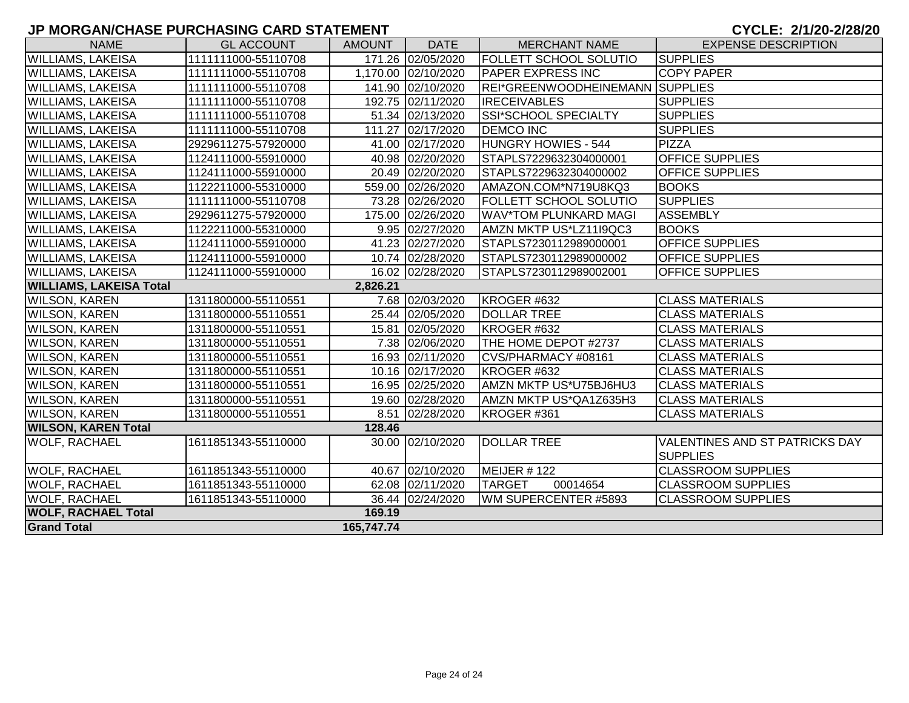# JP MORGAN/CHASE PURCHASING CARD STATEMENT

CYCLE: 2/1/20-2/28/20

| NAME | GL ACCOUNT | AMOUNT | DATE | MERCHANT NAME | EXPENSE DESCRIPTION |
|---|---|---|---|---|---|
| WILLIAMS, LAKEISA | 1111111000-55110708 | 171.26 | 02/05/2020 | FOLLETT SCHOOL SOLUTIO | SUPPLIES |
| WILLIAMS, LAKEISA | 1111111000-55110708 | 1,170.00 | 02/10/2020 | PAPER EXPRESS INC | COPY PAPER |
| WILLIAMS, LAKEISA | 1111111000-55110708 | 141.90 | 02/10/2020 | REI*GREENWOODHEINEMANN | SUPPLIES |
| WILLIAMS, LAKEISA | 1111111000-55110708 | 192.75 | 02/11/2020 | IRECEIVABLES | SUPPLIES |
| WILLIAMS, LAKEISA | 1111111000-55110708 | 51.34 | 02/13/2020 | SSI*SCHOOL SPECIALTY | SUPPLIES |
| WILLIAMS, LAKEISA | 1111111000-55110708 | 111.27 | 02/17/2020 | DEMCO INC | SUPPLIES |
| WILLIAMS, LAKEISA | 2929611275-57920000 | 41.00 | 02/17/2020 | HUNGRY HOWIES - 544 | PIZZA |
| WILLIAMS, LAKEISA | 1124111000-55910000 | 40.98 | 02/20/2020 | STAPLS7229632304000001 | OFFICE SUPPLIES |
| WILLIAMS, LAKEISA | 1124111000-55910000 | 20.49 | 02/20/2020 | STAPLS7229632304000002 | OFFICE SUPPLIES |
| WILLIAMS, LAKEISA | 1122211000-55310000 | 559.00 | 02/26/2020 | AMAZON.COM*N719U8KQ3 | BOOKS |
| WILLIAMS, LAKEISA | 1111111000-55110708 | 73.28 | 02/26/2020 | FOLLETT SCHOOL SOLUTIO | SUPPLIES |
| WILLIAMS, LAKEISA | 2929611275-57920000 | 175.00 | 02/26/2020 | WAV*TOM PLUNKARD MAGI | ASSEMBLY |
| WILLIAMS, LAKEISA | 1122211000-55310000 | 9.95 | 02/27/2020 | AMZN MKTP US*LZ11I9QC3 | BOOKS |
| WILLIAMS, LAKEISA | 1124111000-55910000 | 41.23 | 02/27/2020 | STAPLS7230112989000001 | OFFICE SUPPLIES |
| WILLIAMS, LAKEISA | 1124111000-55910000 | 10.74 | 02/28/2020 | STAPLS7230112989000002 | OFFICE SUPPLIES |
| WILLIAMS, LAKEISA | 1124111000-55910000 | 16.02 | 02/28/2020 | STAPLS7230112989002001 | OFFICE SUPPLIES |
| **WILLIAMS, LAKEISA Total** | | **2,826.21** | | | |
| WILSON, KAREN | 1311800000-55110551 | 7.68 | 02/03/2020 | KROGER #632 | CLASS MATERIALS |
| WILSON, KAREN | 1311800000-55110551 | 25.44 | 02/05/2020 | DOLLAR TREE | CLASS MATERIALS |
| WILSON, KAREN | 1311800000-55110551 | 15.81 | 02/05/2020 | KROGER #632 | CLASS MATERIALS |
| WILSON, KAREN | 1311800000-55110551 | 7.38 | 02/06/2020 | THE HOME DEPOT #2737 | CLASS MATERIALS |
| WILSON, KAREN | 1311800000-55110551 | 16.93 | 02/11/2020 | CVS/PHARMACY #08161 | CLASS MATERIALS |
| WILSON, KAREN | 1311800000-55110551 | 10.16 | 02/17/2020 | KROGER #632 | CLASS MATERIALS |
| WILSON, KAREN | 1311800000-55110551 | 16.95 | 02/25/2020 | AMZN MKTP US*U75BJ6HU3 | CLASS MATERIALS |
| WILSON, KAREN | 1311800000-55110551 | 19.60 | 02/28/2020 | AMZN MKTP US*QA1Z635H3 | CLASS MATERIALS |
| WILSON, KAREN | 1311800000-55110551 | 8.51 | 02/28/2020 | KROGER #361 | CLASS MATERIALS |
| **WILSON, KAREN Total** | | **128.46** | | | |
| WOLF, RACHAEL | 1611851343-55110000 | 30.00 | 02/10/2020 | DOLLAR TREE | VALENTINES AND ST PATRICKS DAY SUPPLIES |
| WOLF, RACHAEL | 1611851343-55110000 | 40.67 | 02/10/2020 | MEIJER # 122 | CLASSROOM SUPPLIES |
| WOLF, RACHAEL | 1611851343-55110000 | 62.08 | 02/11/2020 | TARGET 00014654 | CLASSROOM SUPPLIES |
| WOLF, RACHAEL | 1611851343-55110000 | 36.44 | 02/24/2020 | WM SUPERCENTER #5893 | CLASSROOM SUPPLIES |
| **WOLF, RACHAEL Total** | | **169.19** | | | |
| **Grand Total** | | **165,747.74** | | | |